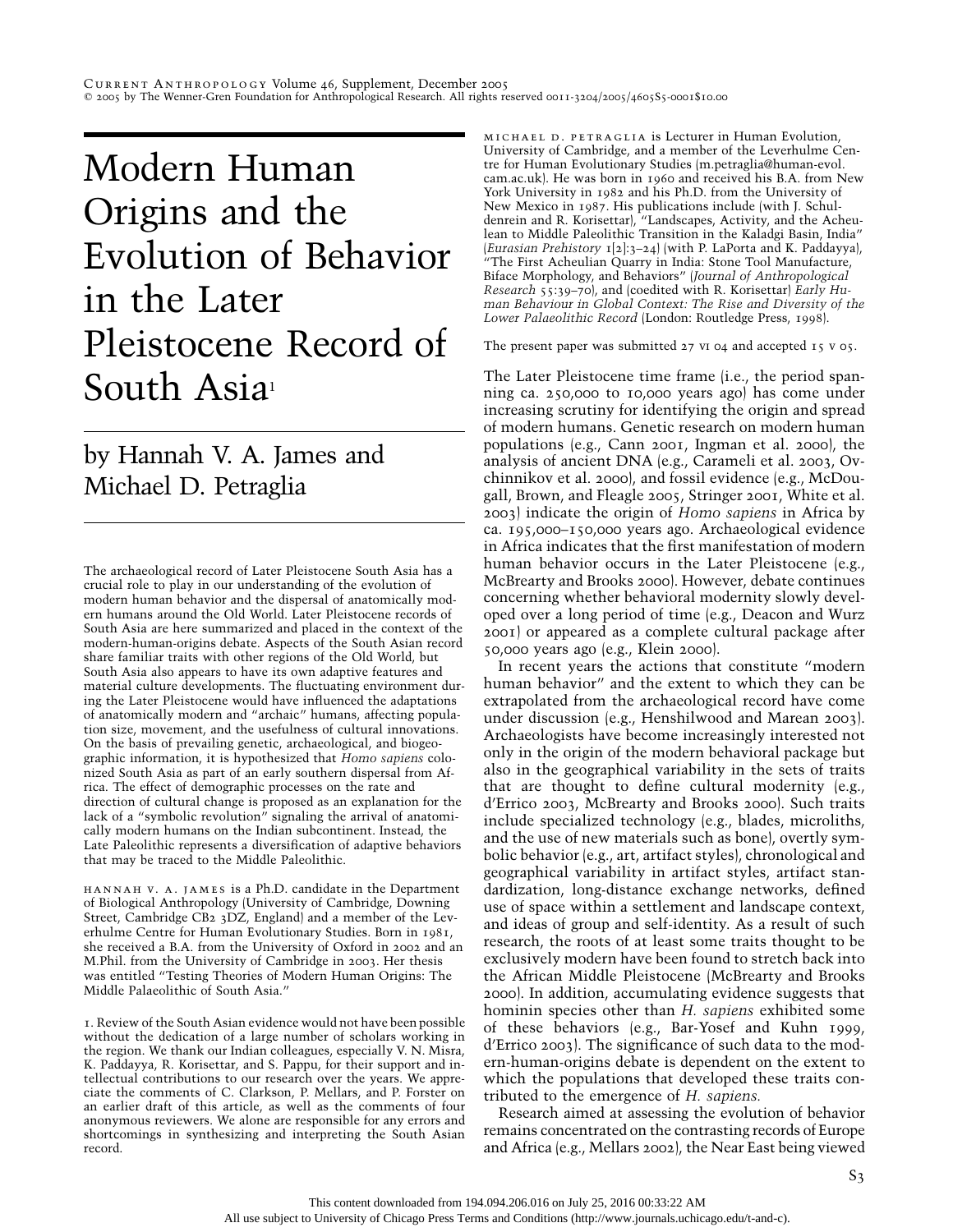# Modern Human Origins and the Evolution of Behavior in the Later Pleistocene Record of South Asia[1]

## by Hannah V. A. James and Michael D. Petraglia

The archaeological record of Later Pleistocene South Asia has a crucial role to play in our understanding of the evolution of modern human behavior and the dispersal of anatomically modern humans around the Old World. Later Pleistocene records of South Asia are here summarized and placed in the context of the modern-human-origins debate. Aspects of the South Asian record share familiar traits with other regions of the Old World, but South Asia also appears to have its own adaptive features and material culture developments. The fluctuating environment during the Later Pleistocene would have influenced the adaptations of anatomically modern and "archaic" humans, affecting population size, movement, and the usefulness of cultural innovations. On the basis of prevailing genetic, archaeological, and biogeographic information, it is hypothesized that *Homo sapiens* colonized South Asia as part of an early southern dispersal from Africa. The effect of demographic processes on the rate and direction of cultural change is proposed as an explanation for the lack of a "symbolic revolution" signaling the arrival of anatomically modern humans on the Indian subcontinent. Instead, the Late Paleolithic represents a diversification of adaptive behaviors that may be traced to the Middle Paleolithic.

HANNAH V. A. JAMES is a Ph.D. candidate in the Department of Biological Anthropology (University of Cambridge, Downing Street, Cambridge CB2 3DZ, England) and a member of the Leverhulme Centre for Human Evolutionary Studies. Born in 1981, she received a B.A. from the University of Oxford in 2002 and an M.Phil. from the University of Cambridge in 2003. Her thesis was entitled "Testing Theories of Modern Human Origins: The Middle Palaeolithic of South Asia."

MICHAEL D. PETRAGLIA is Lecturer in Human Evolution, University of Cambridge, and a member of the Leverhulme Centre for Human Evolutionary Studies (m.petraglia@human-evol.cam.ac.uk). He was born in 1960 and received his B.A. from New York University in 1982 and his Ph.D. from the University of New Mexico in 1987. His publications include (with J. Schuldenrein and R. Korisettar), "Landscapes, Activity, and the Acheulean to Middle Paleolithic Transition in the Kaladgi Basin, India" (*Eurasian Prehistory* 1[2]:3–24) (with P. LaPorta and K. Paddayya), "The First Acheulian Quarry in India: Stone Tool Manufacture, Biface Morphology, and Behaviors" (*Journal of Anthropological Research* 55:39–70), and (coedited with R. Korisettar) *Early Human Behaviour in Global Context: The Rise and Diversity of the Lower Palaeolithic Record* (London: Routledge Press, 1998).

The present paper was submitted 27 VI 04 and accepted 15 V 05.

The Later Pleistocene time frame (i.e., the period spanning ca. 250,000 to 10,000 years ago) has come under increasing scrutiny for identifying the origin and spread of modern humans. Genetic research on modern human populations (e.g., Cann 2001, Ingman et al. 2000), the analysis of ancient DNA (e.g., Carameli et al. 2003, Ovchinnikov et al. 2000), and fossil evidence (e.g., McDougall, Brown, and Fleagle 2005, Stringer 2001, White et al. 2003) indicate the origin of *Homo sapiens* in Africa by ca. 195,000–150,000 years ago. Archaeological evidence in Africa indicates that the first manifestation of modern human behavior occurs in the Later Pleistocene (e.g., McBrearty and Brooks 2000). However, debate continues concerning whether behavioral modernity slowly developed over a long period of time (e.g., Deacon and Wurz 2001) or appeared as a complete cultural package after 50,000 years ago (e.g., Klein 2000).

In recent years the actions that constitute "modern human behavior" and the extent to which they can be extrapolated from the archaeological record have come under discussion (e.g., Henshilwood and Marean 2003). Archaeologists have become increasingly interested not only in the origin of the modern behavioral package but also in the geographical variability in the sets of traits that are thought to define cultural modernity (e.g., d'Errico 2003, McBrearty and Brooks 2000). Such traits include specialized technology (e.g., blades, microliths, and the use of new materials such as bone), overtly symbolic behavior (e.g., art, artifact styles), chronological and geographical variability in artifact styles, artifact standardization, long-distance exchange networks, defined use of space within a settlement and landscape context, and ideas of group and self-identity. As a result of such research, the roots of at least some traits thought to be exclusively modern have been found to stretch back into the African Middle Pleistocene (McBrearty and Brooks 2000). In addition, accumulating evidence suggests that hominin species other than *H. sapiens* exhibited some of these behaviors (e.g., Bar-Yosef and Kuhn 1999, d'Errico 2003). The significance of such data to the modern-human-origins debate is dependent on the extent to which the populations that developed these traits contributed to the emergence of *H. sapiens.*

Research aimed at assessing the evolution of behavior remains concentrated on the contrasting records of Europe and Africa (e.g., Mellars 2002), the Near East being viewed

1. Review of the South Asian evidence would not have been possible without the dedication of a large number of scholars working in the region. We thank our Indian colleagues, especially V. N. Misra, K. Paddayya, R. Korisettar, and S. Pappu, for their support and intellectual contributions to our research over the years. We appreciate the comments of C. Clarkson, P. Mellars, and P. Forster on an earlier draft of this article, as well as the comments of four anonymous reviewers. We alone are responsible for any errors and shortcomings in synthesizing and interpreting the South Asian record.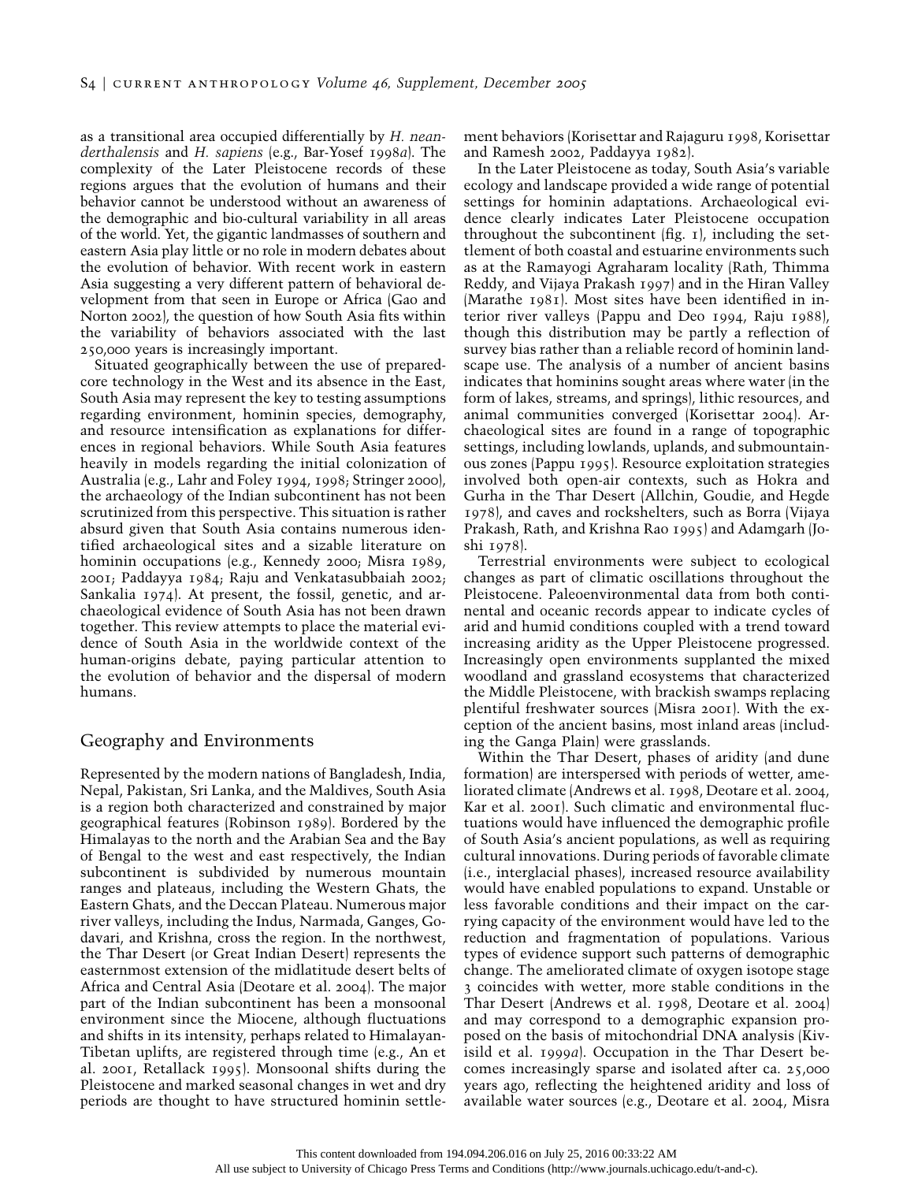as a transitional area occupied differentially by *H. neanderthalensis* and *H. sapiens* (e.g., Bar-Yosef 1998*a*). The complexity of the Later Pleistocene records of these regions argues that the evolution of humans and their behavior cannot be understood without an awareness of the demographic and bio-cultural variability in all areas of the world. Yet, the gigantic landmasses of southern and eastern Asia play little or no role in modern debates about the evolution of behavior. With recent work in eastern Asia suggesting a very different pattern of behavioral development from that seen in Europe or Africa (Gao and Norton 2002), the question of how South Asia fits within the variability of behaviors associated with the last 250,000 years is increasingly important.

Situated geographically between the use of prepared-core technology in the West and its absence in the East, South Asia may represent the key to testing assumptions regarding environment, hominin species, demography, and resource intensification as explanations for differences in regional behaviors. While South Asia features heavily in models regarding the initial colonization of Australia (e.g., Lahr and Foley 1994, 1998; Stringer 2000), the archaeology of the Indian subcontinent has not been scrutinized from this perspective. This situation is rather absurd given that South Asia contains numerous identified archaeological sites and a sizable literature on hominin occupations (e.g., Kennedy 2000; Misra 1989, 2001; Paddayya 1984; Raju and Venkatasubbaiah 2002; Sankalia 1974). At present, the fossil, genetic, and archaeological evidence of South Asia has not been drawn together. This review attempts to place the material evidence of South Asia in the worldwide context of the human-origins debate, paying particular attention to the evolution of behavior and the dispersal of modern humans.

## Geography and Environments

Represented by the modern nations of Bangladesh, India, Nepal, Pakistan, Sri Lanka, and the Maldives, South Asia is a region both characterized and constrained by major geographical features (Robinson 1989). Bordered by the Himalayas to the north and the Arabian Sea and the Bay of Bengal to the west and east respectively, the Indian subcontinent is subdivided by numerous mountain ranges and plateaus, including the Western Ghats, the Eastern Ghats, and the Deccan Plateau. Numerous major river valleys, including the Indus, Narmada, Ganges, Godavari, and Krishna, cross the region. In the northwest, the Thar Desert (or Great Indian Desert) represents the easternmost extension of the midlatitude desert belts of Africa and Central Asia (Deotare et al. 2004). The major part of the Indian subcontinent has been a monsoonal environment since the Miocene, although fluctuations and shifts in its intensity, perhaps related to Himalayan-Tibetan uplifts, are registered through time (e.g., An et al. 2001, Retallack 1995). Monsoonal shifts during the Pleistocene and marked seasonal changes in wet and dry periods are thought to have structured hominin settlement behaviors (Korisettar and Rajaguru 1998, Korisettar and Ramesh 2002, Paddayya 1982).

In the Later Pleistocene as today, South Asia's variable ecology and landscape provided a wide range of potential settings for hominin adaptations. Archaeological evidence clearly indicates Later Pleistocene occupation throughout the subcontinent (fig. 1), including the settlement of both coastal and estuarine environments such as at the Ramayogi Agraharam locality (Rath, Thimma Reddy, and Vijaya Prakash 1997) and in the Hiran Valley (Marathe 1981). Most sites have been identified in interior river valleys (Pappu and Deo 1994, Raju 1988), though this distribution may be partly a reflection of survey bias rather than a reliable record of hominin landscape use. The analysis of a number of ancient basins indicates that hominins sought areas where water (in the form of lakes, streams, and springs), lithic resources, and animal communities converged (Korisettar 2004). Archaeological sites are found in a range of topographic settings, including lowlands, uplands, and submountainous zones (Pappu 1995). Resource exploitation strategies involved both open-air contexts, such as Hokra and Gurha in the Thar Desert (Allchin, Goudie, and Hegde 1978), and caves and rockshelters, such as Borra (Vijaya Prakash, Rath, and Krishna Rao 1995) and Adamgarh (Joshi 1978).

Terrestrial environments were subject to ecological changes as part of climatic oscillations throughout the Pleistocene. Paleoenvironmental data from both continental and oceanic records appear to indicate cycles of arid and humid conditions coupled with a trend toward increasing aridity as the Upper Pleistocene progressed. Increasingly open environments supplanted the mixed woodland and grassland ecosystems that characterized the Middle Pleistocene, with brackish swamps replacing plentiful freshwater sources (Misra 2001). With the exception of the ancient basins, most inland areas (including the Ganga Plain) were grasslands.

Within the Thar Desert, phases of aridity (and dune formation) are interspersed with periods of wetter, ameliorated climate (Andrews et al. 1998, Deotare et al. 2004, Kar et al. 2001). Such climatic and environmental fluctuations would have influenced the demographic profile of South Asia's ancient populations, as well as requiring cultural innovations. During periods of favorable climate (i.e., interglacial phases), increased resource availability would have enabled populations to expand. Unstable or less favorable conditions and their impact on the carrying capacity of the environment would have led to the reduction and fragmentation of populations. Various types of evidence support such patterns of demographic change. The ameliorated climate of oxygen isotope stage 3 coincides with wetter, more stable conditions in the Thar Desert (Andrews et al. 1998, Deotare et al. 2004) and may correspond to a demographic expansion proposed on the basis of mitochondrial DNA analysis (Kivisild et al. 1999*a*). Occupation in the Thar Desert becomes increasingly sparse and isolated after ca. 25,000 years ago, reflecting the heightened aridity and loss of available water sources (e.g., Deotare et al. 2004, Misra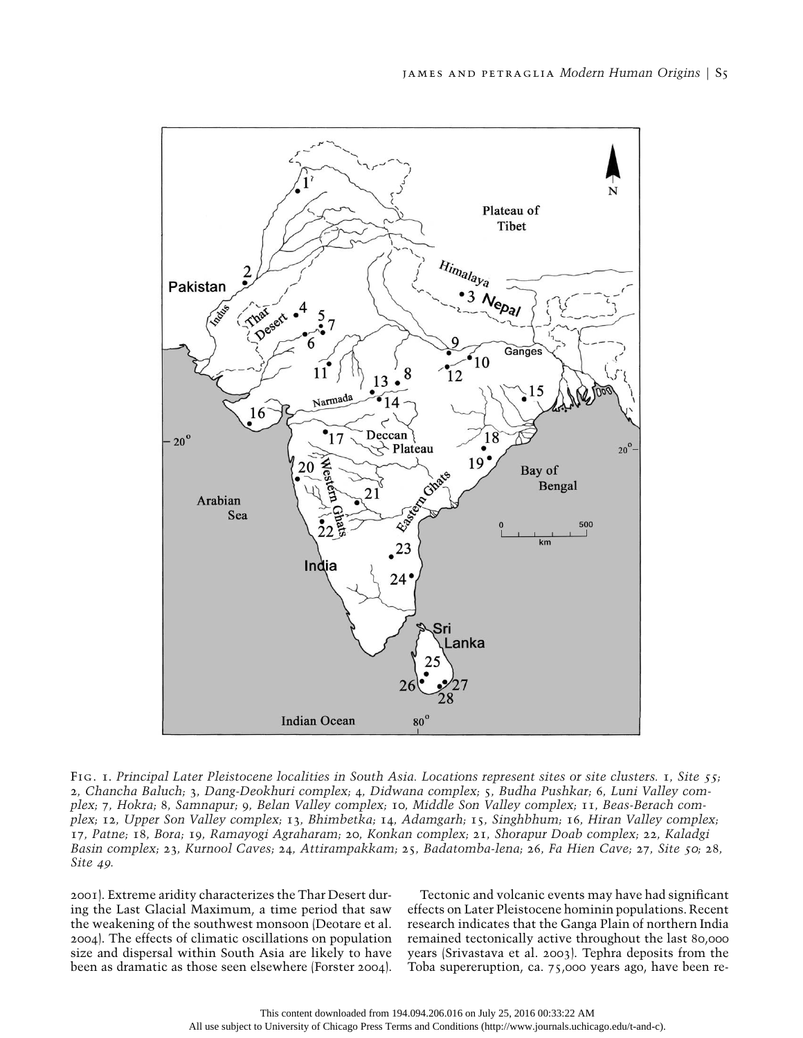Fig. 1. *Principal Later Pleistocene localities in South Asia. Locations represent sites or site clusters. 1, Site 55; 2, Chancha Baluch; 3, Dang-Deokhuri complex; 4, Didwana complex; 5, Budha Pushkar; 6, Luni Valley complex; 7, Hokra; 8, Samnapur; 9, Belan Valley complex; 10, Middle Son Valley complex; 11, Beas-Berach complex; 12, Upper Son Valley complex; 13, Bhimbetka; 14, Adamgarh; 15, Singhbhum; 16, Hiran Valley complex; 17, Patne; 18, Bora; 19, Ramayogi Agraharam; 20, Konkan complex; 21, Shorapur Doab complex; 22, Kaladgi Basin complex; 23, Kurnool Caves; 24, Attirampakkam; 25, Badatomba-lena; 26, Fa Hien Cave; 27, Site 50; 28, Site 49.*

2001). Extreme aridity characterizes the Thar Desert during the Last Glacial Maximum, a time period that saw the weakening of the southwest monsoon (Deotare et al. 2004). The effects of climatic oscillations on population size and dispersal within South Asia are likely to have been as dramatic as those seen elsewhere (Forster 2004).

Tectonic and volcanic events may have had significant effects on Later Pleistocene hominin populations. Recent research indicates that the Ganga Plain of northern India remained tectonically active throughout the last 80,000 years (Srivastava et al. 2003). Tephra deposits from the Toba supereruption, ca. 75,000 years ago, have been re-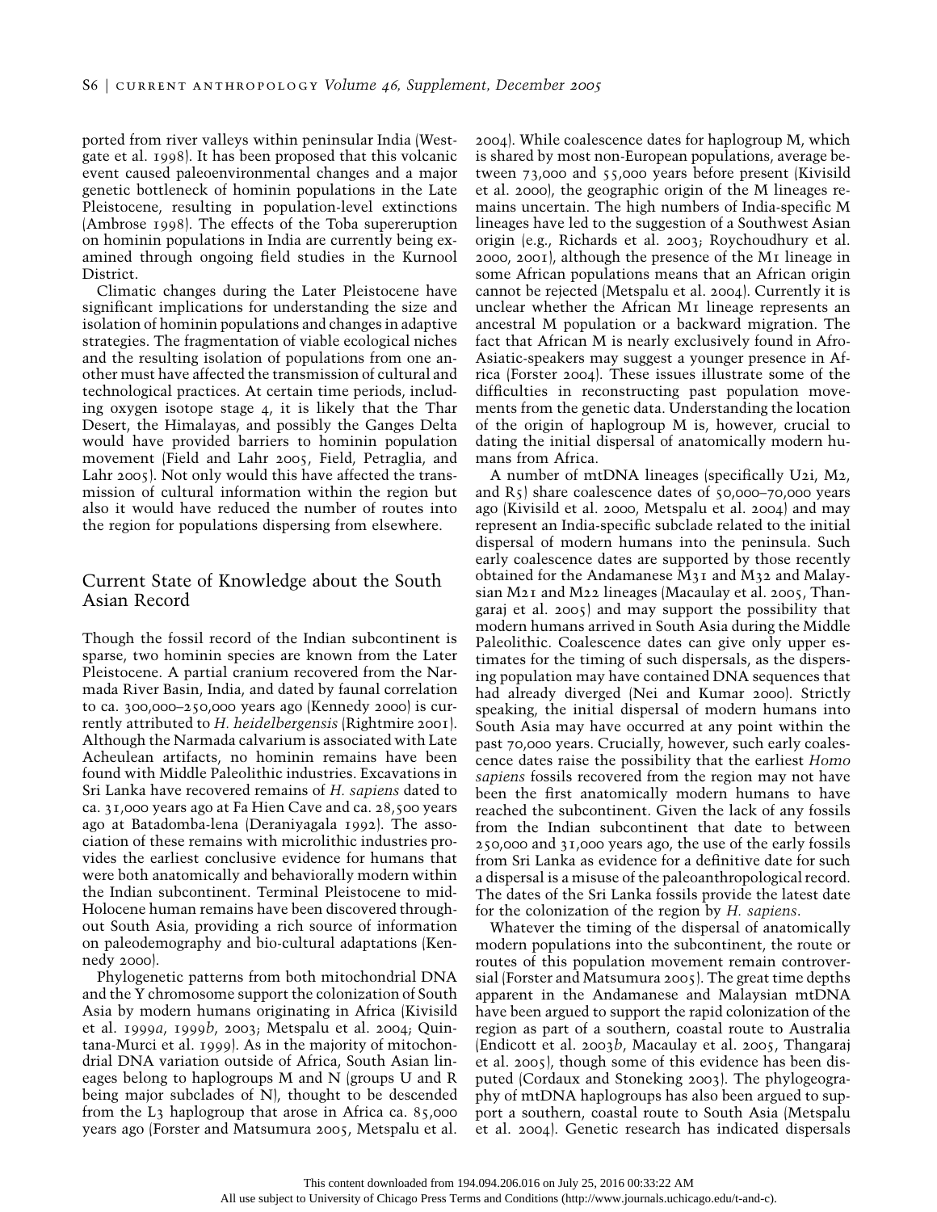ported from river valleys within peninsular India (Westgate et al. 1998). It has been proposed that this volcanic event caused paleoenvironmental changes and a major genetic bottleneck of hominin populations in the Late Pleistocene, resulting in population-level extinctions (Ambrose 1998). The effects of the Toba supereruption on hominin populations in India are currently being examined through ongoing field studies in the Kurnool District.

Climatic changes during the Later Pleistocene have significant implications for understanding the size and isolation of hominin populations and changes in adaptive strategies. The fragmentation of viable ecological niches and the resulting isolation of populations from one another must have affected the transmission of cultural and technological practices. At certain time periods, including oxygen isotope stage 4, it is likely that the Thar Desert, the Himalayas, and possibly the Ganges Delta would have provided barriers to hominin population movement (Field and Lahr 2005, Field, Petraglia, and Lahr 2005). Not only would this have affected the transmission of cultural information within the region but also it would have reduced the number of routes into the region for populations dispersing from elsewhere.

## Current State of Knowledge about the South Asian Record

Though the fossil record of the Indian subcontinent is sparse, two hominin species are known from the Later Pleistocene. A partial cranium recovered from the Narmada River Basin, India, and dated by faunal correlation to ca. 300,000–250,000 years ago (Kennedy 2000) is currently attributed to *H. heidelbergensis* (Rightmire 2001). Although the Narmada calvarium is associated with Late Acheulean artifacts, no hominin remains have been found with Middle Paleolithic industries. Excavations in Sri Lanka have recovered remains of *H. sapiens* dated to ca. 31,000 years ago at Fa Hien Cave and ca. 28,500 years ago at Batadomba-lena (Deraniyagala 1992). The association of these remains with microlithic industries provides the earliest conclusive evidence for humans that were both anatomically and behaviorally modern within the Indian subcontinent. Terminal Pleistocene to mid-Holocene human remains have been discovered throughout South Asia, providing a rich source of information on paleodemography and bio-cultural adaptations (Kennedy 2000).

Phylogenetic patterns from both mitochondrial DNA and the Y chromosome support the colonization of South Asia by modern humans originating in Africa (Kivisild et al. 1999*a*, 1999*b*, 2003; Metspalu et al. 2004; Quintana-Murci et al. 1999). As in the majority of mitochondrial DNA variation outside of Africa, South Asian lineages belong to haplogroups M and N (groups U and R being major subclades of N), thought to be descended from the L3 haplogroup that arose in Africa ca. 85,000 years ago (Forster and Matsumura 2005, Metspalu et al. 2004). While coalescence dates for haplogroup M, which is shared by most non-European populations, average between 73,000 and 55,000 years before present (Kivisild et al. 2000), the geographic origin of the M lineages remains uncertain. The high numbers of India-specific M lineages have led to the suggestion of a Southwest Asian origin (e.g., Richards et al. 2003; Roychoudhury et al. 2000, 2001), although the presence of the M1 lineage in some African populations means that an African origin cannot be rejected (Metspalu et al. 2004). Currently it is unclear whether the African M1 lineage represents an ancestral M population or a backward migration. The fact that African M is nearly exclusively found in Afro-Asiatic-speakers may suggest a younger presence in Africa (Forster 2004). These issues illustrate some of the difficulties in reconstructing past population movements from the genetic data. Understanding the location of the origin of haplogroup M is, however, crucial to dating the initial dispersal of anatomically modern humans from Africa.

A number of mtDNA lineages (specifically U2i, M2, and R5) share coalescence dates of 50,000–70,000 years ago (Kivisild et al. 2000, Metspalu et al. 2004) and may represent an India-specific subclade related to the initial dispersal of modern humans into the peninsula. Such early coalescence dates are supported by those recently obtained for the Andamanese M31 and M32 and Malaysian M21 and M22 lineages (Macaulay et al. 2005, Thangaraj et al. 2005) and may support the possibility that modern humans arrived in South Asia during the Middle Paleolithic. Coalescence dates can give only upper estimates for the timing of such dispersals, as the dispersing population may have contained DNA sequences that had already diverged (Nei and Kumar 2000). Strictly speaking, the initial dispersal of modern humans into South Asia may have occurred at any point within the past 70,000 years. Crucially, however, such early coalescence dates raise the possibility that the earliest *Homo sapiens* fossils recovered from the region may not have been the first anatomically modern humans to have reached the subcontinent. Given the lack of any fossils from the Indian subcontinent that date to between 250,000 and 31,000 years ago, the use of the early fossils from Sri Lanka as evidence for a definitive date for such a dispersal is a misuse of the paleoanthropological record. The dates of the Sri Lanka fossils provide the latest date for the colonization of the region by *H. sapiens*.

Whatever the timing of the dispersal of anatomically modern populations into the subcontinent, the route or routes of this population movement remain controversial (Forster and Matsumura 2005). The great time depths apparent in the Andamanese and Malaysian mtDNA have been argued to support the rapid colonization of the region as part of a southern, coastal route to Australia (Endicott et al. 2003*b*, Macaulay et al. 2005, Thangaraj et al. 2005), though some of this evidence has been disputed (Cordaux and Stoneking 2003). The phylogeography of mtDNA haplogroups has also been argued to support a southern, coastal route to South Asia (Metspalu et al. 2004). Genetic research has indicated dispersals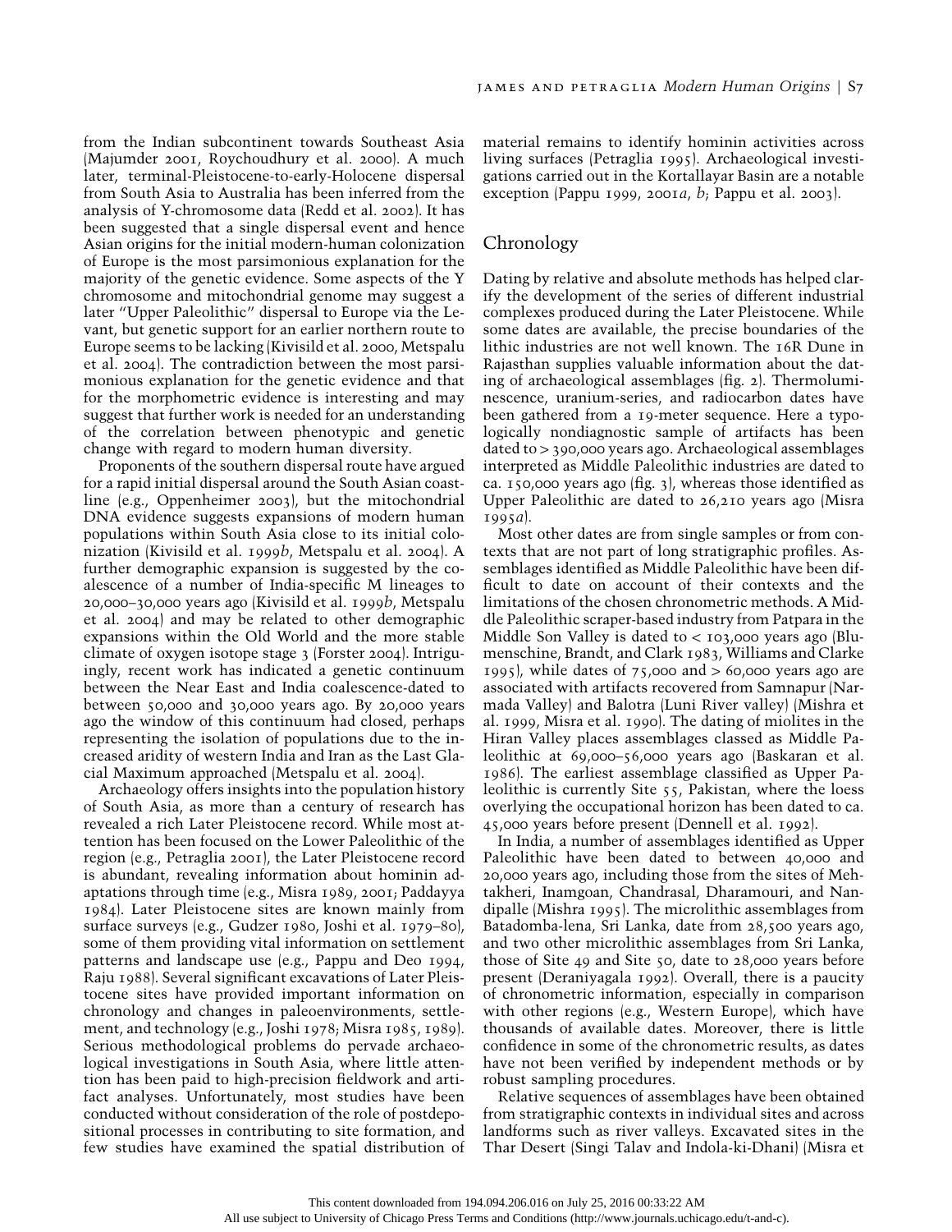from the Indian subcontinent towards Southeast Asia (Majumder 2001, Roychoudhury et al. 2000). A much later, terminal-Pleistocene-to-early-Holocene dispersal from South Asia to Australia has been inferred from the analysis of Y-chromosome data (Redd et al. 2002). It has been suggested that a single dispersal event and hence Asian origins for the initial modern-human colonization of Europe is the most parsimonious explanation for the majority of the genetic evidence. Some aspects of the Y chromosome and mitochondrial genome may suggest a later "Upper Paleolithic" dispersal to Europe via the Levant, but genetic support for an earlier northern route to Europe seems to be lacking (Kivisild et al. 2000, Metspalu et al. 2004). The contradiction between the most parsimonious explanation for the genetic evidence and that for the morphometric evidence is interesting and may suggest that further work is needed for an understanding of the correlation between phenotypic and genetic change with regard to modern human diversity.

Proponents of the southern dispersal route have argued for a rapid initial dispersal around the South Asian coastline (e.g., Oppenheimer 2003), but the mitochondrial DNA evidence suggests expansions of modern human populations within South Asia close to its initial colonization (Kivisild et al. 1999*b*, Metspalu et al. 2004). A further demographic expansion is suggested by the coalescence of a number of India-specific M lineages to 20,000–30,000 years ago (Kivisild et al. 1999*b*, Metspalu et al. 2004) and may be related to other demographic expansions within the Old World and the more stable climate of oxygen isotope stage 3 (Forster 2004). Intriguingly, recent work has indicated a genetic continuum between the Near East and India coalescence-dated to between 50,000 and 30,000 years ago. By 20,000 years ago the window of this continuum had closed, perhaps representing the isolation of populations due to the increased aridity of western India and Iran as the Last Glacial Maximum approached (Metspalu et al. 2004).

Archaeology offers insights into the population history of South Asia, as more than a century of research has revealed a rich Later Pleistocene record. While most attention has been focused on the Lower Paleolithic of the region (e.g., Petraglia 2001), the Later Pleistocene record is abundant, revealing information about hominin adaptations through time (e.g., Misra 1989, 2001; Paddayya 1984). Later Pleistocene sites are known mainly from surface surveys (e.g., Gudzer 1980, Joshi et al. 1979–80), some of them providing vital information on settlement patterns and landscape use (e.g., Pappu and Deo 1994, Raju 1988). Several significant excavations of Later Pleistocene sites have provided important information on chronology and changes in paleoenvironments, settlement, and technology (e.g., Joshi 1978; Misra 1985, 1989). Serious methodological problems do pervade archaeological investigations in South Asia, where little attention has been paid to high-precision fieldwork and artifact analyses. Unfortunately, most studies have been conducted without consideration of the role of postdepositional processes in contributing to site formation, and few studies have examined the spatial distribution of material remains to identify hominin activities across living surfaces (Petraglia 1995). Archaeological investigations carried out in the Kortallayar Basin are a notable exception (Pappu 1999, 2001*a*, *b*; Pappu et al. 2003).

## Chronology

Dating by relative and absolute methods has helped clarify the development of the series of different industrial complexes produced during the Later Pleistocene. While some dates are available, the precise boundaries of the lithic industries are not well known. The 16R Dune in Rajasthan supplies valuable information about the dating of archaeological assemblages (fig. 2). Thermoluminescence, uranium-series, and radiocarbon dates have been gathered from a 19-meter sequence. Here a typologically nondiagnostic sample of artifacts has been dated to > 390,000 years ago. Archaeological assemblages interpreted as Middle Paleolithic industries are dated to ca. 150,000 years ago (fig. 3), whereas those identified as Upper Paleolithic are dated to 26,210 years ago (Misra 1995*a*).

Most other dates are from single samples or from contexts that are not part of long stratigraphic profiles. Assemblages identified as Middle Paleolithic have been difficult to date on account of their contexts and the limitations of the chosen chronometric methods. A Middle Paleolithic scraper-based industry from Patpara in the Middle Son Valley is dated to < 103,000 years ago (Blumenschine, Brandt, and Clark 1983, Williams and Clarke 1995), while dates of 75,000 and > 60,000 years ago are associated with artifacts recovered from Samnapur (Narmada Valley) and Balotra (Luni River valley) (Mishra et al. 1999, Misra et al. 1990). The dating of miolites in the Hiran Valley places assemblages classed as Middle Paleolithic at 69,000–56,000 years ago (Baskaran et al. 1986). The earliest assemblage classified as Upper Paleolithic is currently Site 55, Pakistan, where the loess overlying the occupational horizon has been dated to ca. 45,000 years before present (Dennell et al. 1992).

In India, a number of assemblages identified as Upper Paleolithic have been dated to between 40,000 and 20,000 years ago, including those from the sites of Mehtakheri, Inamgoan, Chandrasal, Dharamouri, and Nandipalle (Mishra 1995). The microlithic assemblages from Batadomba-lena, Sri Lanka, date from 28,500 years ago, and two other microlithic assemblages from Sri Lanka, those of Site 49 and Site 50, date to 28,000 years before present (Deraniyagala 1992). Overall, there is a paucity of chronometric information, especially in comparison with other regions (e.g., Western Europe), which have thousands of available dates. Moreover, there is little confidence in some of the chronometric results, as dates have not been verified by independent methods or by robust sampling procedures.

Relative sequences of assemblages have been obtained from stratigraphic contexts in individual sites and across landforms such as river valleys. Excavated sites in the Thar Desert (Singi Talav and Indola-ki-Dhani) (Misra et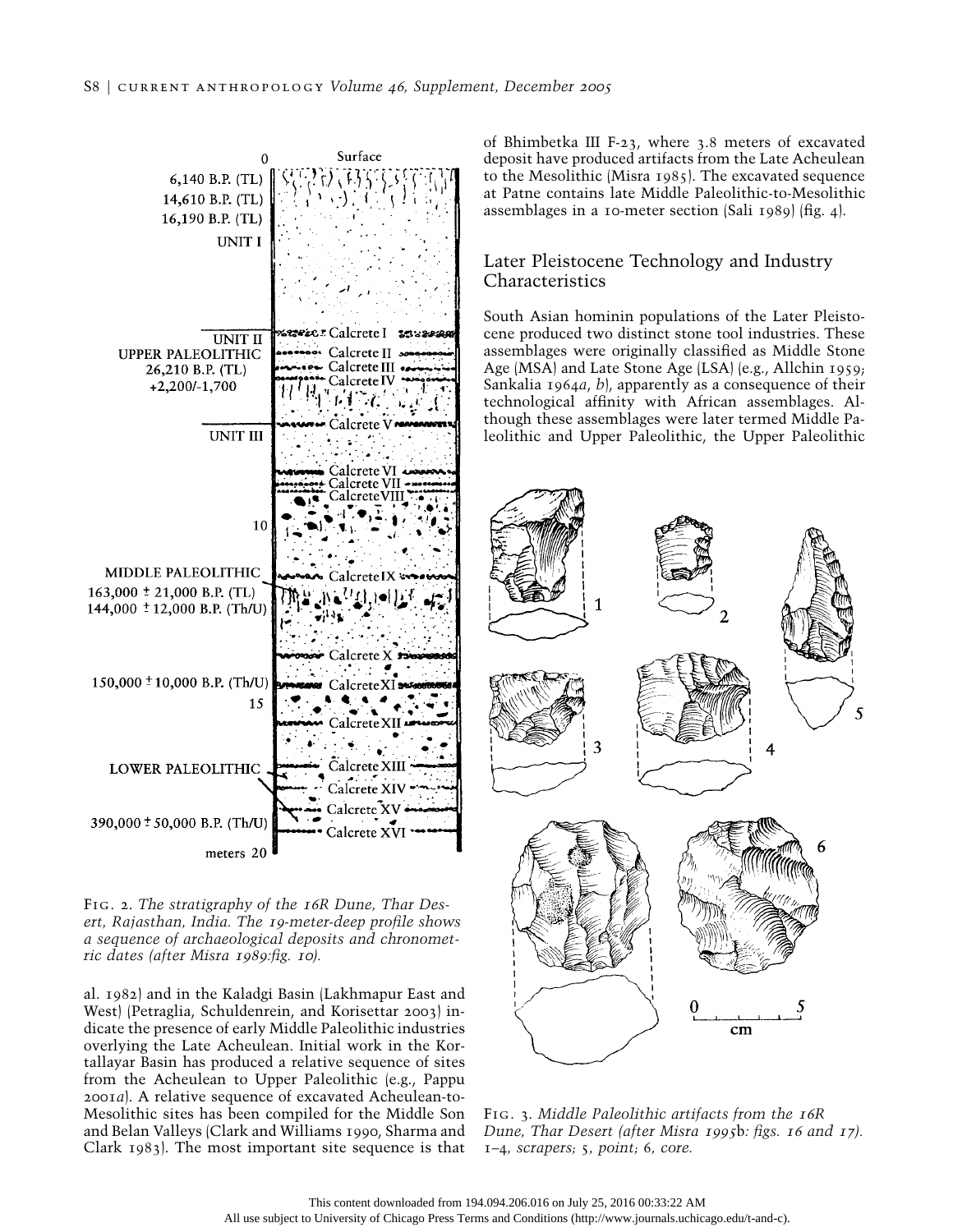Fig. 2. *The stratigraphy of the 16R Dune, Thar Desert, Rajasthan, India. The 19-meter-deep profile shows a sequence of archaeological deposits and chronometric dates (after Misra 1989:fig. 10).*

al. 1982) and in the Kaladgi Basin (Lakhmapur East and West) (Petraglia, Schuldenrein, and Korisettar 2003) indicate the presence of early Middle Paleolithic industries overlying the Late Acheulean. Initial work in the Kortallayar Basin has produced a relative sequence of sites from the Acheulean to Upper Paleolithic (e.g., Pappu 2001*a*). A relative sequence of excavated Acheulean-to-Mesolithic sites has been compiled for the Middle Son and Belan Valleys (Clark and Williams 1990, Sharma and Clark 1983). The most important site sequence is that of Bhimbetka III F-23, where 3.8 meters of excavated deposit have produced artifacts from the Late Acheulean to the Mesolithic (Misra 1985). The excavated sequence at Patne contains late Middle Paleolithic-to-Mesolithic assemblages in a 10-meter section (Sali 1989) (fig. 4).

## Later Pleistocene Technology and Industry Characteristics

South Asian hominin populations of the Later Pleistocene produced two distinct stone tool industries. These assemblages were originally classified as Middle Stone Age (MSA) and Late Stone Age (LSA) (e.g., Allchin 1959; Sankalia 1964*a*, *b*), apparently as a consequence of their technological affinity with African assemblages. Although these assemblages were later termed Middle Paleolithic and Upper Paleolithic, the Upper Paleolithic

Fig. 3. *Middle Paleolithic artifacts from the 16R Dune, Thar Desert (after Misra 1995*b*: figs. 16 and 17). 1–4, scrapers; 5, point; 6, core.*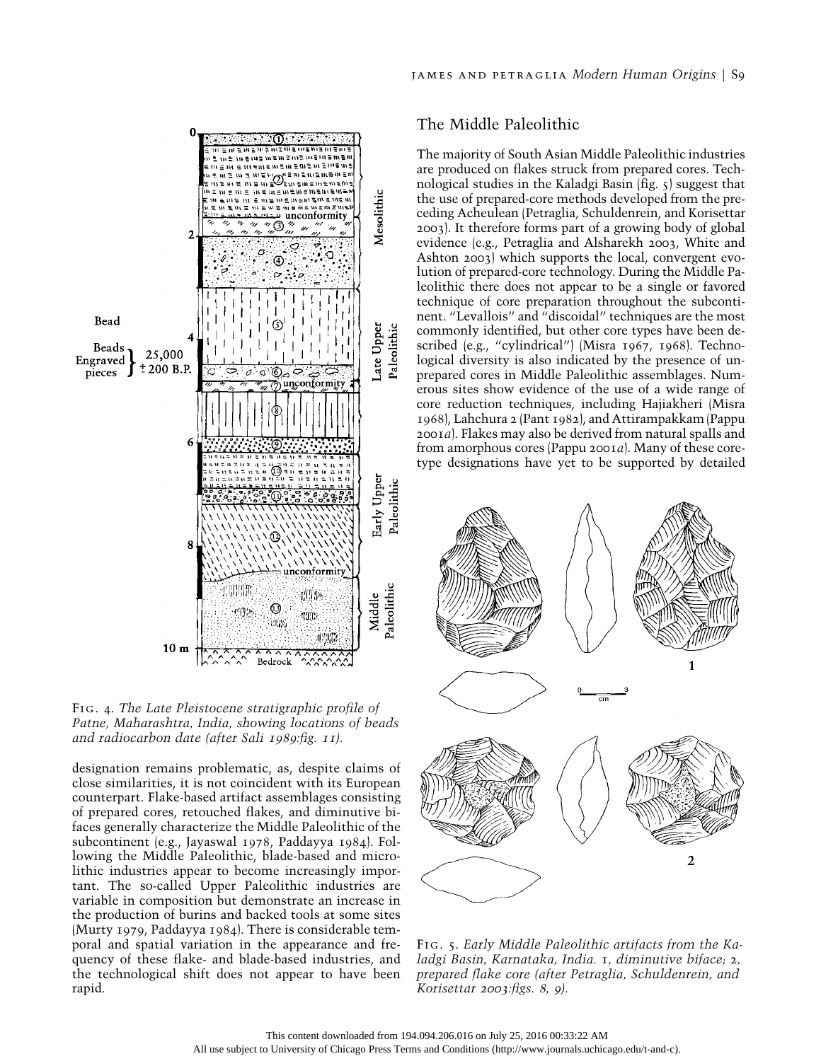Fig. 4. *The Late Pleistocene stratigraphic profile of Patne, Maharashtra, India, showing locations of beads and radiocarbon date (after Sali 1989:fig. 11).*

designation remains problematic, as, despite claims of close similarities, it is not coincident with its European counterpart. Flake-based artifact assemblages consisting of prepared cores, retouched flakes, and diminutive bifaces generally characterize the Middle Paleolithic of the subcontinent (e.g., Jayaswal 1978, Paddayya 1984). Following the Middle Paleolithic, blade-based and microlithic industries appear to become increasingly important. The so-called Upper Paleolithic industries are variable in composition but demonstrate an increase in the production of burins and backed tools at some sites (Murty 1979, Paddayya 1984). There is considerable temporal and spatial variation in the appearance and frequency of these flake- and blade-based industries, and the technological shift does not appear to have been rapid.

## The Middle Paleolithic

The majority of South Asian Middle Paleolithic industries are produced on flakes struck from prepared cores. Technological studies in the Kaladgi Basin (fig. 5) suggest that the use of prepared-core methods developed from the preceding Acheulean (Petraglia, Schuldenrein, and Korisettar 2003). It therefore forms part of a growing body of global evidence (e.g., Petraglia and Alsharekh 2003, White and Ashton 2003) which supports the local, convergent evolution of prepared-core technology. During the Middle Paleolithic there does not appear to be a single or favored technique of core preparation throughout the subcontinent. "Levallois" and "discoidal" techniques are the most commonly identified, but other core types have been described (e.g., "cylindrical") (Misra 1967, 1968). Technological diversity is also indicated by the presence of unprepared cores in Middle Paleolithic assemblages. Numerous sites show evidence of the use of a wide range of core reduction techniques, including Hajiakheri (Misra 1968), Lahchura 2 (Pant 1982), and Attirampakkam (Pappu 2001*a*). Flakes may also be derived from natural spalls and from amorphous cores (Pappu 2001*a*). Many of these core-type designations have yet to be supported by detailed

Fig. 5. *Early Middle Paleolithic artifacts from the Kaladgi Basin, Karnataka, India. 1, diminutive biface; 2, prepared flake core (after Petraglia, Schuldenrein, and Korisettar 2003:figs. 8, 9).*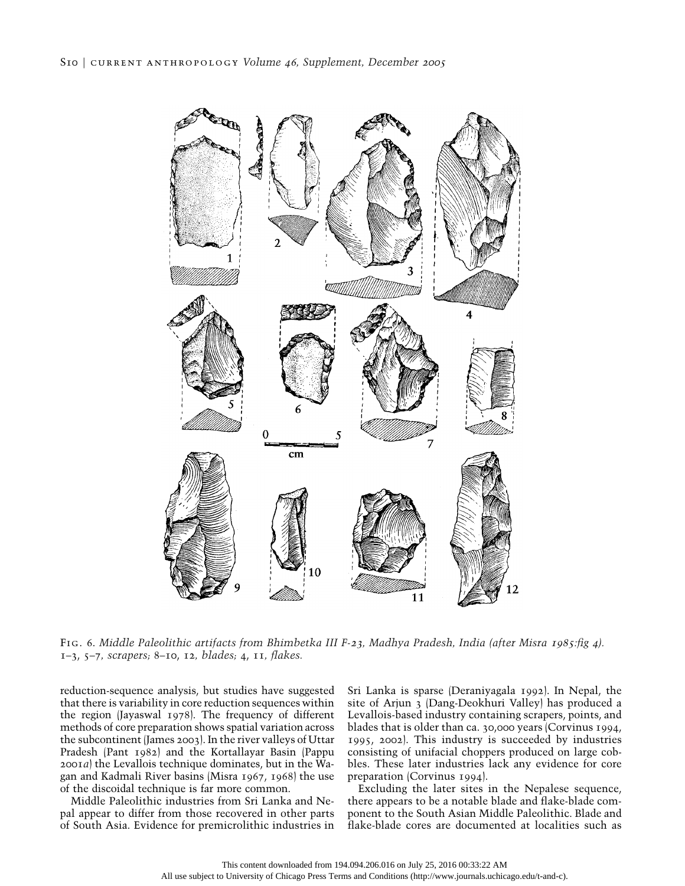Fig. 6. *Middle Paleolithic artifacts from Bhimbetka III F-23, Madhya Pradesh, India (after Misra 1985:fig 4). 1–3, 5–7, scrapers; 8–10, 12, blades; 4, 11, flakes.*

reduction-sequence analysis, but studies have suggested that there is variability in core reduction sequences within the region (Jayaswal 1978). The frequency of different methods of core preparation shows spatial variation across the subcontinent (James 2003). In the river valleys of Uttar Pradesh (Pant 1982) and the Kortallayar Basin (Pappu 2001*a*) the Levallois technique dominates, but in the Wagan and Kadmali River basins (Misra 1967, 1968) the use of the discoidal technique is far more common.

Middle Paleolithic industries from Sri Lanka and Nepal appear to differ from those recovered in other parts of South Asia. Evidence for premicrolithic industries in Sri Lanka is sparse (Deraniyagala 1992). In Nepal, the site of Arjun 3 (Dang-Deokhuri Valley) has produced a Levallois-based industry containing scrapers, points, and blades that is older than ca. 30,000 years (Corvinus 1994, 1995, 2002). This industry is succeeded by industries consisting of unifacial choppers produced on large cobbles. These later industries lack any evidence for core preparation (Corvinus 1994).

Excluding the later sites in the Nepalese sequence, there appears to be a notable blade and flake-blade component to the South Asian Middle Paleolithic. Blade and flake-blade cores are documented at localities such as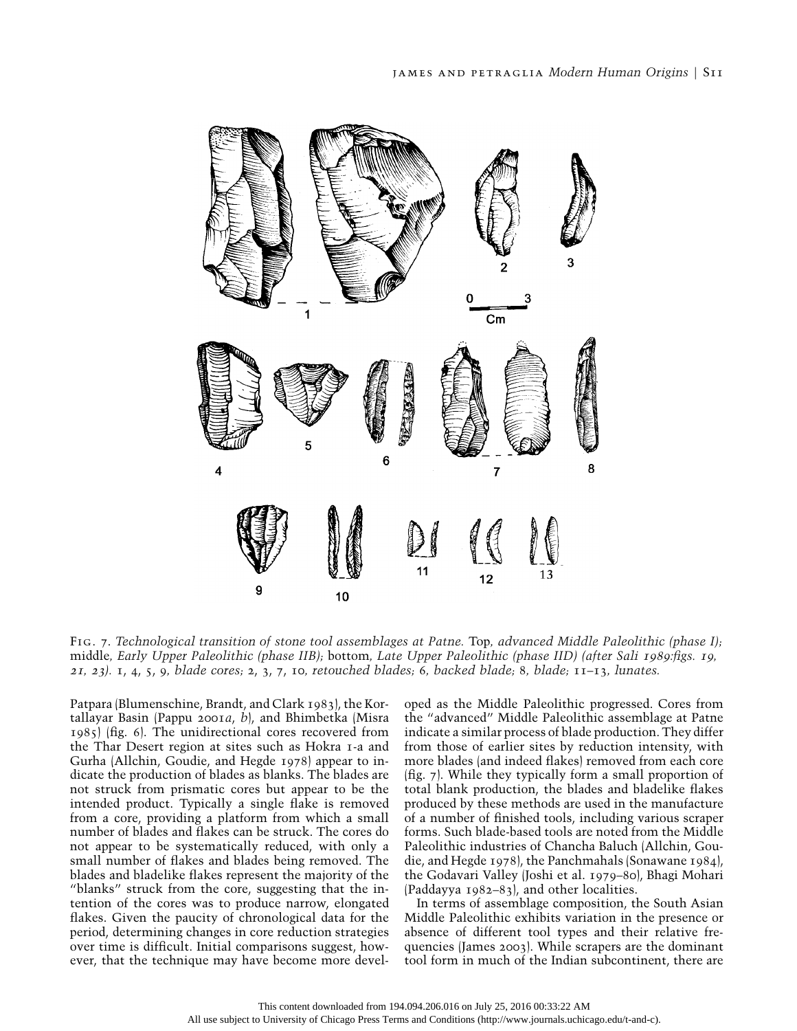Fig. 7. *Technological transition of stone tool assemblages at Patne.* Top, *advanced Middle Paleolithic (phase I);* middle, *Early Upper Paleolithic (phase IIB);* bottom, *Late Upper Paleolithic (phase IID) (after Sali 1989:figs. 19, 21, 23).* 1, 4, 5, 9, *blade cores;* 2, 3, 7, 10, *retouched blades;* 6, *backed blade;* 8, *blade;* 11–13, *lunates.*

Patpara (Blumenschine, Brandt, and Clark 1983), the Kortallayar Basin (Pappu 2001*a*, *b*), and Bhimbetka (Misra 1985) (fig. 6). The unidirectional cores recovered from the Thar Desert region at sites such as Hokra 1-a and Gurha (Allchin, Goudie, and Hegde 1978) appear to indicate the production of blades as blanks. The blades are not struck from prismatic cores but appear to be the intended product. Typically a single flake is removed from a core, providing a platform from which a small number of blades and flakes can be struck. The cores do not appear to be systematically reduced, with only a small number of flakes and blades being removed. The blades and bladelike flakes represent the majority of the "blanks" struck from the core, suggesting that the intention of the cores was to produce narrow, elongated flakes. Given the paucity of chronological data for the period, determining changes in core reduction strategies over time is difficult. Initial comparisons suggest, however, that the technique may have become more developed as the Middle Paleolithic progressed. Cores from the "advanced" Middle Paleolithic assemblage at Patne indicate a similar process of blade production. They differ from those of earlier sites by reduction intensity, with more blades (and indeed flakes) removed from each core (fig. 7). While they typically form a small proportion of total blank production, the blades and bladelike flakes produced by these methods are used in the manufacture of a number of finished tools, including various scraper forms. Such blade-based tools are noted from the Middle Paleolithic industries of Chancha Baluch (Allchin, Goudie, and Hegde 1978), the Panchmahals (Sonawane 1984), the Godavari Valley (Joshi et al. 1979–80), Bhagi Mohari (Paddayya 1982–83), and other localities.

In terms of assemblage composition, the South Asian Middle Paleolithic exhibits variation in the presence or absence of different tool types and their relative frequencies (James 2003). While scrapers are the dominant tool form in much of the Indian subcontinent, there are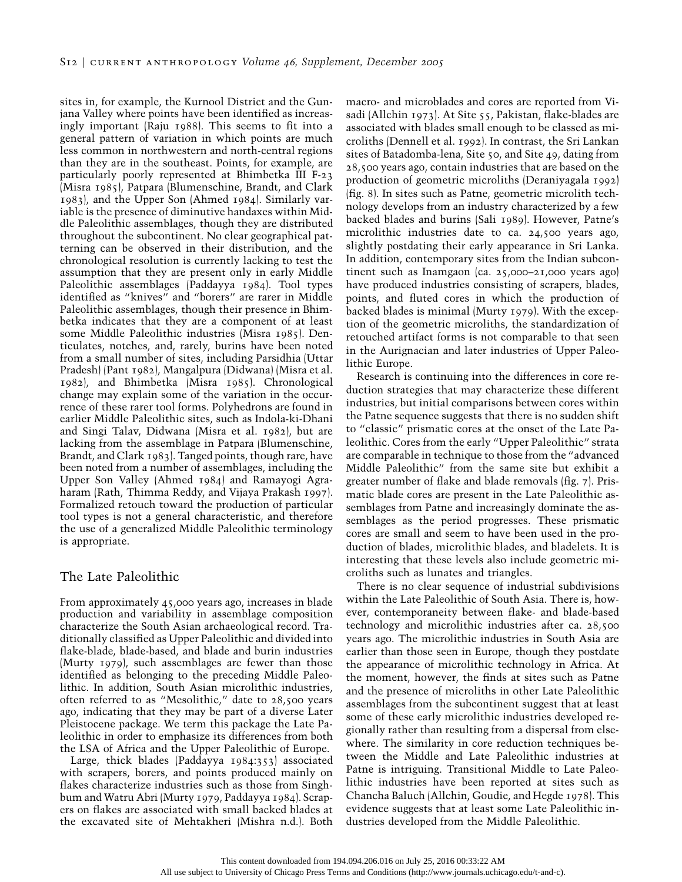sites in, for example, the Kurnool District and the Gunjana Valley where points have been identified as increasingly important (Raju 1988). This seems to fit into a general pattern of variation in which points are much less common in northwestern and north-central regions than they are in the southeast. Points, for example, are particularly poorly represented at Bhimbetka III F-23 (Misra 1985), Patpara (Blumenschine, Brandt, and Clark 1983), and the Upper Son (Ahmed 1984). Similarly variable is the presence of diminutive handaxes within Middle Paleolithic assemblages, though they are distributed throughout the subcontinent. No clear geographical patterning can be observed in their distribution, and the chronological resolution is currently lacking to test the assumption that they are present only in early Middle Paleolithic assemblages (Paddayya 1984). Tool types identified as "knives" and "borers" are rarer in Middle Paleolithic assemblages, though their presence in Bhimbetka indicates that they are a component of at least some Middle Paleolithic industries (Misra 1985). Denticulates, notches, and, rarely, burins have been noted from a small number of sites, including Parsidhia (Uttar Pradesh) (Pant 1982), Mangalpura (Didwana) (Misra et al. 1982), and Bhimbetka (Misra 1985). Chronological change may explain some of the variation in the occurrence of these rarer tool forms. Polyhedrons are found in earlier Middle Paleolithic sites, such as Indola-ki-Dhani and Singi Talav, Didwana (Misra et al. 1982), but are lacking from the assemblage in Patpara (Blumenschine, Brandt, and Clark 1983). Tanged points, though rare, have been noted from a number of assemblages, including the Upper Son Valley (Ahmed 1984) and Ramayogi Agraharam (Rath, Thimma Reddy, and Vijaya Prakash 1997). Formalized retouch toward the production of particular tool types is not a general characteristic, and therefore the use of a generalized Middle Paleolithic terminology is appropriate.

## The Late Paleolithic

From approximately 45,000 years ago, increases in blade production and variability in assemblage composition characterize the South Asian archaeological record. Traditionally classified as Upper Paleolithic and divided into flake-blade, blade-based, and blade and burin industries (Murty 1979), such assemblages are fewer than those identified as belonging to the preceding Middle Paleolithic. In addition, South Asian microlithic industries, often referred to as "Mesolithic," date to 28,500 years ago, indicating that they may be part of a diverse Later Pleistocene package. We term this package the Late Paleolithic in order to emphasize its differences from both the LSA of Africa and the Upper Paleolithic of Europe.

Large, thick blades (Paddayya 1984:353) associated with scrapers, borers, and points produced mainly on flakes characterize industries such as those from Singhbum and Watru Abri (Murty 1979, Paddayya 1984). Scrapers on flakes are associated with small backed blades at the excavated site of Mehtakheri (Mishra n.d.). Both macro- and microblades and cores are reported from Visadi (Allchin 1973). At Site 55, Pakistan, flake-blades are associated with blades small enough to be classed as microliths (Dennell et al. 1992). In contrast, the Sri Lankan sites of Batadomba-lena, Site 50, and Site 49, dating from 28,500 years ago, contain industries that are based on the production of geometric microliths (Deraniyagala 1992) (fig. 8). In sites such as Patne, geometric microlith technology develops from an industry characterized by a few backed blades and burins (Sali 1989). However, Patne's microlithic industries date to ca. 24,500 years ago, slightly postdating their early appearance in Sri Lanka. In addition, contemporary sites from the Indian subcontinent such as Inamgaon (ca. 25,000–21,000 years ago) have produced industries consisting of scrapers, blades, points, and fluted cores in which the production of backed blades is minimal (Murty 1979). With the exception of the geometric microliths, the standardization of retouched artifact forms is not comparable to that seen in the Aurignacian and later industries of Upper Paleolithic Europe.

Research is continuing into the differences in core reduction strategies that may characterize these different industries, but initial comparisons between cores within the Patne sequence suggests that there is no sudden shift to "classic" prismatic cores at the onset of the Late Paleolithic. Cores from the early "Upper Paleolithic" strata are comparable in technique to those from the "advanced Middle Paleolithic" from the same site but exhibit a greater number of flake and blade removals (fig. 7). Prismatic blade cores are present in the Late Paleolithic assemblages from Patne and increasingly dominate the assemblages as the period progresses. These prismatic cores are small and seem to have been used in the production of blades, microlithic blades, and bladelets. It is interesting that these levels also include geometric microliths such as lunates and triangles.

There is no clear sequence of industrial subdivisions within the Late Paleolithic of South Asia. There is, however, contemporaneity between flake- and blade-based technology and microlithic industries after ca. 28,500 years ago. The microlithic industries in South Asia are earlier than those seen in Europe, though they postdate the appearance of microlithic technology in Africa. At the moment, however, the finds at sites such as Patne and the presence of microliths in other Late Paleolithic assemblages from the subcontinent suggest that at least some of these early microlithic industries developed regionally rather than resulting from a dispersal from elsewhere. The similarity in core reduction techniques between the Middle and Late Paleolithic industries at Patne is intriguing. Transitional Middle to Late Paleolithic industries have been reported at sites such as Chancha Baluch (Allchin, Goudie, and Hegde 1978). This evidence suggests that at least some Late Paleolithic industries developed from the Middle Paleolithic.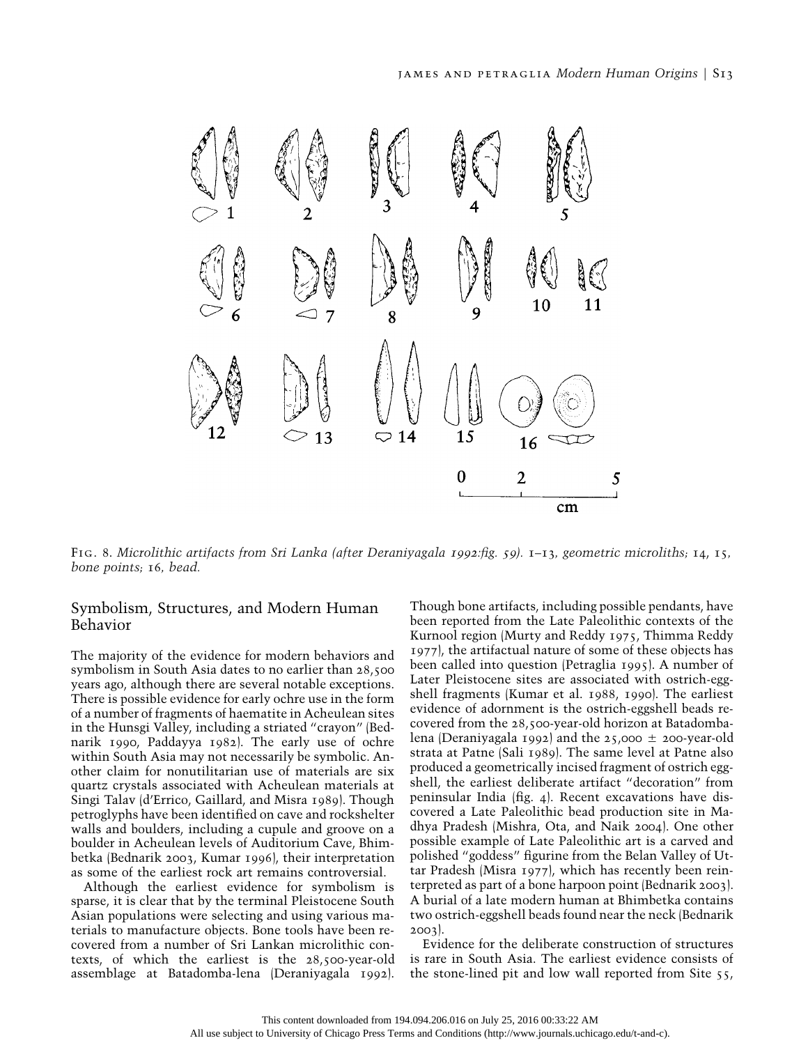Fig. 8. *Microlithic artifacts from Sri Lanka (after Deraniyagala 1992:fig. 59). 1–13, geometric microliths; 14, 15, bone points; 16, bead.*

## Symbolism, Structures, and Modern Human Behavior

The majority of the evidence for modern behaviors and symbolism in South Asia dates to no earlier than 28,500 years ago, although there are several notable exceptions. There is possible evidence for early ochre use in the form of a number of fragments of haematite in Acheulean sites in the Hunsgi Valley, including a striated "crayon" (Bednarik 1990, Paddayya 1982). The early use of ochre within South Asia may not necessarily be symbolic. Another claim for nonutilitarian use of materials are six quartz crystals associated with Acheulean materials at Singi Talav (d'Errico, Gaillard, and Misra 1989). Though petroglyphs have been identified on cave and rockshelter walls and boulders, including a cupule and groove on a boulder in Acheulean levels of Auditorium Cave, Bhimbetka (Bednarik 2003, Kumar 1996), their interpretation as some of the earliest rock art remains controversial.

Although the earliest evidence for symbolism is sparse, it is clear that by the terminal Pleistocene South Asian populations were selecting and using various materials to manufacture objects. Bone tools have been recovered from a number of Sri Lankan microlithic contexts, of which the earliest is the 28,500-year-old assemblage at Batadomba-lena (Deraniyagala 1992). Though bone artifacts, including possible pendants, have been reported from the Late Paleolithic contexts of the Kurnool region (Murty and Reddy 1975, Thimma Reddy 1977), the artifactual nature of some of these objects has been called into question (Petraglia 1995). A number of Later Pleistocene sites are associated with ostrich-eggshell fragments (Kumar et al. 1988, 1990). The earliest evidence of adornment is the ostrich-eggshell beads recovered from the 28,500-year-old horizon at Batadombalena (Deraniyagala 1992) and the 25,000 ± 200-year-old strata at Patne (Sali 1989). The same level at Patne also produced a geometrically incised fragment of ostrich eggshell, the earliest deliberate artifact "decoration" from peninsular India (fig. 4). Recent excavations have discovered a Late Paleolithic bead production site in Madhya Pradesh (Mishra, Ota, and Naik 2004). One other possible example of Late Paleolithic art is a carved and polished "goddess" figurine from the Belan Valley of Uttar Pradesh (Misra 1977), which has recently been reinterpreted as part of a bone harpoon point (Bednarik 2003). A burial of a late modern human at Bhimbetka contains two ostrich-eggshell beads found near the neck (Bednarik 2003).

Evidence for the deliberate construction of structures is rare in South Asia. The earliest evidence consists of the stone-lined pit and low wall reported from Site 55,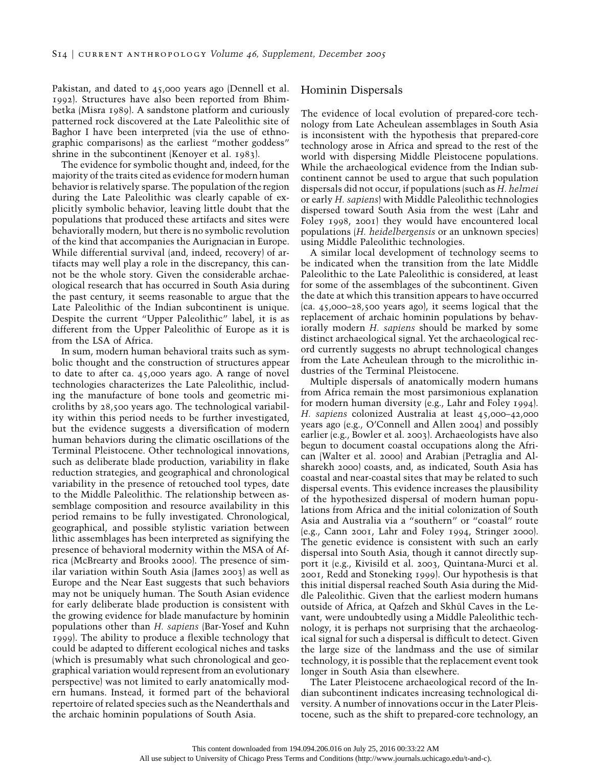Pakistan, and dated to 45,000 years ago (Dennell et al. 1992). Structures have also been reported from Bhimbetka (Misra 1989). A sandstone platform and curiously patterned rock discovered at the Late Paleolithic site of Baghor I have been interpreted (via the use of ethnographic comparisons) as the earliest "mother goddess" shrine in the subcontinent (Kenoyer et al. 1983).

The evidence for symbolic thought and, indeed, for the majority of the traits cited as evidence for modern human behavior is relatively sparse. The population of the region during the Late Paleolithic was clearly capable of explicitly symbolic behavior, leaving little doubt that the populations that produced these artifacts and sites were behaviorally modern, but there is no symbolic revolution of the kind that accompanies the Aurignacian in Europe. While differential survival (and, indeed, recovery) of artifacts may well play a role in the discrepancy, this cannot be the whole story. Given the considerable archaeological research that has occurred in South Asia during the past century, it seems reasonable to argue that the Late Paleolithic of the Indian subcontinent is unique. Despite the current "Upper Paleolithic" label, it is as different from the Upper Paleolithic of Europe as it is from the LSA of Africa.

In sum, modern human behavioral traits such as symbolic thought and the construction of structures appear to date to after ca. 45,000 years ago. A range of novel technologies characterizes the Late Paleolithic, including the manufacture of bone tools and geometric microliths by 28,500 years ago. The technological variability within this period needs to be further investigated, but the evidence suggests a diversification of modern human behaviors during the climatic oscillations of the Terminal Pleistocene. Other technological innovations, such as deliberate blade production, variability in flake reduction strategies, and geographical and chronological variability in the presence of retouched tool types, date to the Middle Paleolithic. The relationship between assemblage composition and resource availability in this period remains to be fully investigated. Chronological, geographical, and possible stylistic variation between lithic assemblages has been interpreted as signifying the presence of behavioral modernity within the MSA of Africa (McBrearty and Brooks 2000). The presence of similar variation within South Asia (James 2003) as well as Europe and the Near East suggests that such behaviors may not be uniquely human. The South Asian evidence for early deliberate blade production is consistent with the growing evidence for blade manufacture by hominin populations other than *H. sapiens* (Bar-Yosef and Kuhn 1999). The ability to produce a flexible technology that could be adapted to different ecological niches and tasks (which is presumably what such chronological and geographical variation would represent from an evolutionary perspective) was not limited to early anatomically modern humans. Instead, it formed part of the behavioral repertoire of related species such as the Neanderthals and the archaic hominin populations of South Asia.

## Hominin Dispersals

The evidence of local evolution of prepared-core technology from Late Acheulean assemblages in South Asia is inconsistent with the hypothesis that prepared-core technology arose in Africa and spread to the rest of the world with dispersing Middle Pleistocene populations. While the archaeological evidence from the Indian subcontinent cannot be used to argue that such population dispersals did not occur, if populations (such as *H. helmei* or early *H. sapiens*) with Middle Paleolithic technologies dispersed toward South Asia from the west (Lahr and Foley 1998, 2001) they would have encountered local populations (*H. heidelbergensis* or an unknown species) using Middle Paleolithic technologies.

A similar local development of technology seems to be indicated when the transition from the late Middle Paleolithic to the Late Paleolithic is considered, at least for some of the assemblages of the subcontinent. Given the date at which this transition appears to have occurred (ca. 45,000–28,500 years ago), it seems logical that the replacement of archaic hominin populations by behaviorally modern *H. sapiens* should be marked by some distinct archaeological signal. Yet the archaeological record currently suggests no abrupt technological changes from the Late Acheulean through to the microlithic industries of the Terminal Pleistocene.

Multiple dispersals of anatomically modern humans from Africa remain the most parsimonious explanation for modern human diversity (e.g., Lahr and Foley 1994). *H. sapiens* colonized Australia at least 45,000–42,000 years ago (e.g., O'Connell and Allen 2004) and possibly earlier (e.g., Bowler et al. 2003). Archaeologists have also begun to document coastal occupations along the African (Walter et al. 2000) and Arabian (Petraglia and Alsharekh 2000) coasts, and, as indicated, South Asia has coastal and near-coastal sites that may be related to such dispersal events. This evidence increases the plausibility of the hypothesized dispersal of modern human populations from Africa and the initial colonization of South Asia and Australia via a "southern" or "coastal" route (e.g., Cann 2001, Lahr and Foley 1994, Stringer 2000). The genetic evidence is consistent with such an early dispersal into South Asia, though it cannot directly support it (e.g., Kivisild et al. 2003, Quintana-Murci et al. 2001, Redd and Stoneking 1999). Our hypothesis is that this initial dispersal reached South Asia during the Middle Paleolithic. Given that the earliest modern humans outside of Africa, at Qafzeh and Skhūl Caves in the Levant, were undoubtedly using a Middle Paleolithic technology, it is perhaps not surprising that the archaeological signal for such a dispersal is difficult to detect. Given the large size of the landmass and the use of similar technology, it is possible that the replacement event took longer in South Asia than elsewhere.

The Later Pleistocene archaeological record of the Indian subcontinent indicates increasing technological diversity. A number of innovations occur in the Later Pleistocene, such as the shift to prepared-core technology, an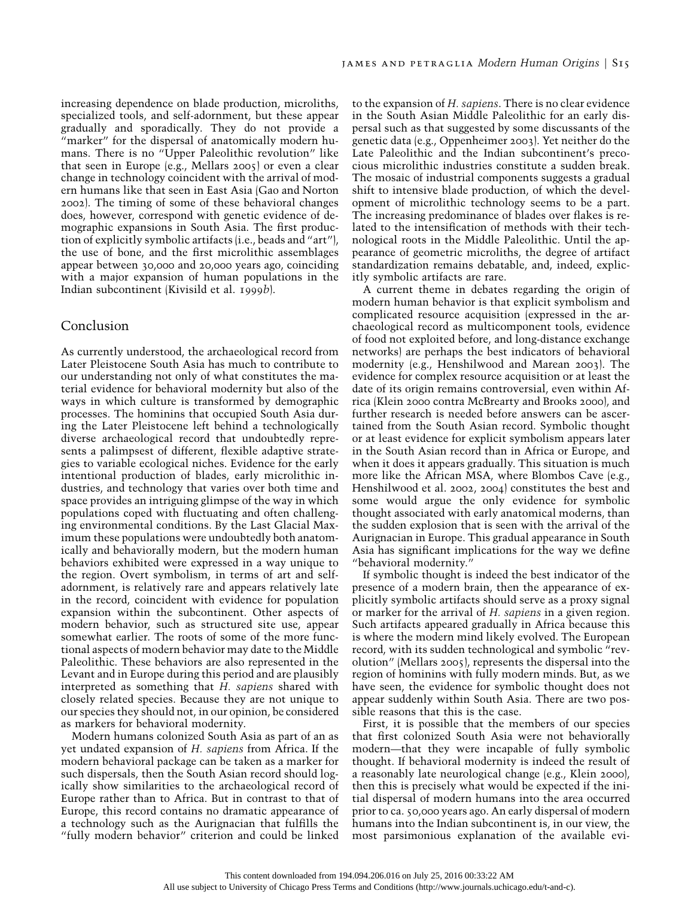increasing dependence on blade production, microliths, specialized tools, and self-adornment, but these appear gradually and sporadically. They do not provide a "marker" for the dispersal of anatomically modern humans. There is no "Upper Paleolithic revolution" like that seen in Europe (e.g., Mellars 2005) or even a clear change in technology coincident with the arrival of modern humans like that seen in East Asia (Gao and Norton 2002). The timing of some of these behavioral changes does, however, correspond with genetic evidence of demographic expansions in South Asia. The first production of explicitly symbolic artifacts (i.e., beads and "art"), the use of bone, and the first microlithic assemblages appear between 30,000 and 20,000 years ago, coinciding with a major expansion of human populations in the Indian subcontinent (Kivisild et al. 1999*b*).

## Conclusion

As currently understood, the archaeological record from Later Pleistocene South Asia has much to contribute to our understanding not only of what constitutes the material evidence for behavioral modernity but also of the ways in which culture is transformed by demographic processes. The hominins that occupied South Asia during the Later Pleistocene left behind a technologically diverse archaeological record that undoubtedly represents a palimpsest of different, flexible adaptive strategies to variable ecological niches. Evidence for the early intentional production of blades, early microlithic industries, and technology that varies over both time and space provides an intriguing glimpse of the way in which populations coped with fluctuating and often challenging environmental conditions. By the Last Glacial Maximum these populations were undoubtedly both anatomically and behaviorally modern, but the modern human behaviors exhibited were expressed in a way unique to the region. Overt symbolism, in terms of art and self-adornment, is relatively rare and appears relatively late in the record, coincident with evidence for population expansion within the subcontinent. Other aspects of modern behavior, such as structured site use, appear somewhat earlier. The roots of some of the more functional aspects of modern behavior may date to the Middle Paleolithic. These behaviors are also represented in the Levant and in Europe during this period and are plausibly interpreted as something that *H. sapiens* shared with closely related species. Because they are not unique to our species they should not, in our opinion, be considered as markers for behavioral modernity.

Modern humans colonized South Asia as part of an as yet undated expansion of *H. sapiens* from Africa. If the modern behavioral package can be taken as a marker for such dispersals, then the South Asian record should logically show similarities to the archaeological record of Europe rather than to Africa. But in contrast to that of Europe, this record contains no dramatic appearance of a technology such as the Aurignacian that fulfills the "fully modern behavior" criterion and could be linked to the expansion of *H. sapiens*. There is no clear evidence in the South Asian Middle Paleolithic for an early dispersal such as that suggested by some discussants of the genetic data (e.g., Oppenheimer 2003). Yet neither do the Late Paleolithic and the Indian subcontinent's precocious microlithic industries constitute a sudden break. The mosaic of industrial components suggests a gradual shift to intensive blade production, of which the development of microlithic technology seems to be a part. The increasing predominance of blades over flakes is related to the intensification of methods with their technological roots in the Middle Paleolithic. Until the appearance of geometric microliths, the degree of artifact standardization remains debatable, and, indeed, explicitly symbolic artifacts are rare.

A current theme in debates regarding the origin of modern human behavior is that explicit symbolism and complicated resource acquisition (expressed in the archaeological record as multicomponent tools, evidence of food not exploited before, and long-distance exchange networks) are perhaps the best indicators of behavioral modernity (e.g., Henshilwood and Marean 2003). The evidence for complex resource acquisition or at least the date of its origin remains controversial, even within Africa (Klein 2000 contra McBrearty and Brooks 2000), and further research is needed before answers can be ascertained from the South Asian record. Symbolic thought or at least evidence for explicit symbolism appears later in the South Asian record than in Africa or Europe, and when it does it appears gradually. This situation is much more like the African MSA, where Blombos Cave (e.g., Henshilwood et al. 2002, 2004) constitutes the best and some would argue the only evidence for symbolic thought associated with early anatomical moderns, than the sudden explosion that is seen with the arrival of the Aurignacian in Europe. This gradual appearance in South Asia has significant implications for the way we define "behavioral modernity."

If symbolic thought is indeed the best indicator of the presence of a modern brain, then the appearance of explicitly symbolic artifacts should serve as a proxy signal or marker for the arrival of *H. sapiens* in a given region. Such artifacts appeared gradually in Africa because this is where the modern mind likely evolved. The European record, with its sudden technological and symbolic "revolution" (Mellars 2005), represents the dispersal into the region of hominins with fully modern minds. But, as we have seen, the evidence for symbolic thought does not appear suddenly within South Asia. There are two possible reasons that this is the case.

First, it is possible that the members of our species that first colonized South Asia were not behaviorally modern—that they were incapable of fully symbolic thought. If behavioral modernity is indeed the result of a reasonably late neurological change (e.g., Klein 2000), then this is precisely what would be expected if the initial dispersal of modern humans into the area occurred prior to ca. 50,000 years ago. An early dispersal of modern humans into the Indian subcontinent is, in our view, the most parsimonious explanation of the available evi-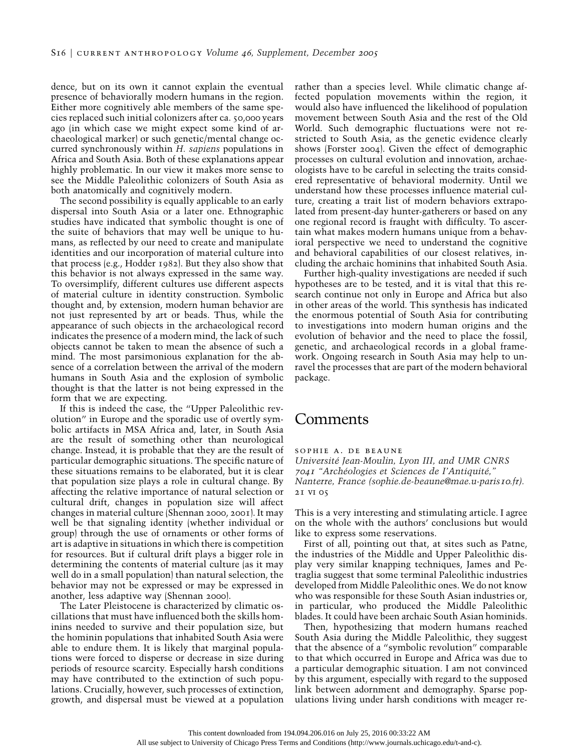dence, but on its own it cannot explain the eventual presence of behaviorally modern humans in the region. Either more cognitively able members of the same species replaced such initial colonizers after ca. 50,000 years ago (in which case we might expect some kind of archaeological marker) or such genetic/mental change occurred synchronously within *H. sapiens* populations in Africa and South Asia. Both of these explanations appear highly problematic. In our view it makes more sense to see the Middle Paleolithic colonizers of South Asia as both anatomically and cognitively modern.

The second possibility is equally applicable to an early dispersal into South Asia or a later one. Ethnographic studies have indicated that symbolic thought is one of the suite of behaviors that may well be unique to humans, as reflected by our need to create and manipulate identities and our incorporation of material culture into that process (e.g., Hodder 1982). But they also show that this behavior is not always expressed in the same way. To oversimplify, different cultures use different aspects of material culture in identity construction. Symbolic thought and, by extension, modern human behavior are not just represented by art or beads. Thus, while the appearance of such objects in the archaeological record indicates the presence of a modern mind, the lack of such objects cannot be taken to mean the absence of such a mind. The most parsimonious explanation for the absence of a correlation between the arrival of the modern humans in South Asia and the explosion of symbolic thought is that the latter is not being expressed in the form that we are expecting.

If this is indeed the case, the "Upper Paleolithic revolution" in Europe and the sporadic use of overtly symbolic artifacts in MSA Africa and, later, in South Asia are the result of something other than neurological change. Instead, it is probable that they are the result of particular demographic situations. The specific nature of these situations remains to be elaborated, but it is clear that population size plays a role in cultural change. By affecting the relative importance of natural selection or cultural drift, changes in population size will affect changes in material culture (Shennan 2000, 2001). It may well be that signaling identity (whether individual or group) through the use of ornaments or other forms of art is adaptive in situations in which there is competition for resources. But if cultural drift plays a bigger role in determining the contents of material culture (as it may well do in a small population) than natural selection, the behavior may not be expressed or may be expressed in another, less adaptive way (Shennan 2000).

The Later Pleistocene is characterized by climatic oscillations that must have influenced both the skills hominins needed to survive and their population size, but the hominin populations that inhabited South Asia were able to endure them. It is likely that marginal populations were forced to disperse or decrease in size during periods of resource scarcity. Especially harsh conditions may have contributed to the extinction of such populations. Crucially, however, such processes of extinction, growth, and dispersal must be viewed at a population rather than a species level. While climatic change affected population movements within the region, it would also have influenced the likelihood of population movement between South Asia and the rest of the Old World. Such demographic fluctuations were not restricted to South Asia, as the genetic evidence clearly shows (Forster 2004). Given the effect of demographic processes on cultural evolution and innovation, archaeologists have to be careful in selecting the traits considered representative of behavioral modernity. Until we understand how these processes influence material culture, creating a trait list of modern behaviors extrapolated from present-day hunter-gatherers or based on any one regional record is fraught with difficulty. To ascertain what makes modern humans unique from a behavioral perspective we need to understand the cognitive and behavioral capabilities of our closest relatives, including the archaic hominins that inhabited South Asia.

Further high-quality investigations are needed if such hypotheses are to be tested, and it is vital that this research continue not only in Europe and Africa but also in other areas of the world. This synthesis has indicated the enormous potential of South Asia for contributing to investigations into modern human origins and the evolution of behavior and the need to place the fossil, genetic, and archaeological records in a global framework. Ongoing research in South Asia may help to unravel the processes that are part of the modern behavioral package.

# Comments

SOPHIE A. DE BEAUNE
*Université Jean-Moulin, Lyon III, and UMR CNRS 7041 "Archéologies et Sciences de l'Antiquité," Nanterre, France (sophie.de-beaune@mae.u-paris10.fr).* 21 VI 05

This is a very interesting and stimulating article. I agree on the whole with the authors' conclusions but would like to express some reservations.

First of all, pointing out that, at sites such as Patne, the industries of the Middle and Upper Paleolithic display very similar knapping techniques, James and Petraglia suggest that some terminal Paleolithic industries developed from Middle Paleolithic ones. We do not know who was responsible for these South Asian industries or, in particular, who produced the Middle Paleolithic blades. It could have been archaic South Asian hominids.

Then, hypothesizing that modern humans reached South Asia during the Middle Paleolithic, they suggest that the absence of a "symbolic revolution" comparable to that which occurred in Europe and Africa was due to a particular demographic situation. I am not convinced by this argument, especially with regard to the supposed link between adornment and demography. Sparse populations living under harsh conditions with meager re-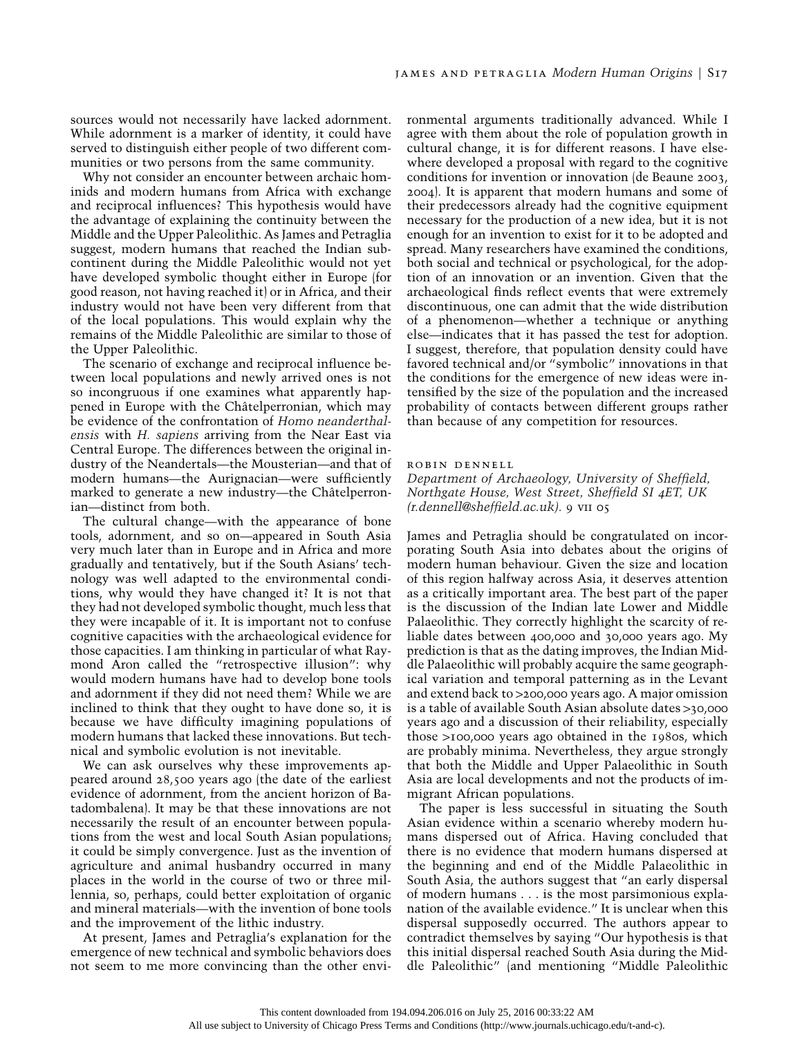sources would not necessarily have lacked adornment. While adornment is a marker of identity, it could have served to distinguish either people of two different communities or two persons from the same community.

Why not consider an encounter between archaic hominids and modern humans from Africa with exchange and reciprocal influences? This hypothesis would have the advantage of explaining the continuity between the Middle and the Upper Paleolithic. As James and Petraglia suggest, modern humans that reached the Indian subcontinent during the Middle Paleolithic would not yet have developed symbolic thought either in Europe (for good reason, not having reached it) or in Africa, and their industry would not have been very different from that of the local populations. This would explain why the remains of the Middle Paleolithic are similar to those of the Upper Paleolithic.

The scenario of exchange and reciprocal influence between local populations and newly arrived ones is not so incongruous if one examines what apparently happened in Europe with the Châtelperronian, which may be evidence of the confrontation of *Homo neanderthalensis* with *H. sapiens* arriving from the Near East via Central Europe. The differences between the original industry of the Neandertals—the Mousterian—and that of modern humans—the Aurignacian—were sufficiently marked to generate a new industry—the Châtelperronian—distinct from both.

The cultural change—with the appearance of bone tools, adornment, and so on—appeared in South Asia very much later than in Europe and in Africa and more gradually and tentatively, but if the South Asians' technology was well adapted to the environmental conditions, why would they have changed it? It is not that they had not developed symbolic thought, much less that they were incapable of it. It is important not to confuse cognitive capacities with the archaeological evidence for those capacities. I am thinking in particular of what Raymond Aron called the "retrospective illusion": why would modern humans have had to develop bone tools and adornment if they did not need them? While we are inclined to think that they ought to have done so, it is because we have difficulty imagining populations of modern humans that lacked these innovations. But technical and symbolic evolution is not inevitable.

We can ask ourselves why these improvements appeared around 28,500 years ago (the date of the earliest evidence of adornment, from the ancient horizon of Batadombalena). It may be that these innovations are not necessarily the result of an encounter between populations from the west and local South Asian populations; it could be simply convergence. Just as the invention of agriculture and animal husbandry occurred in many places in the world in the course of two or three millennia, so, perhaps, could better exploitation of organic and mineral materials—with the invention of bone tools and the improvement of the lithic industry.

At present, James and Petraglia's explanation for the emergence of new technical and symbolic behaviors does not seem to me more convincing than the other environmental arguments traditionally advanced. While I agree with them about the role of population growth in cultural change, it is for different reasons. I have elsewhere developed a proposal with regard to the cognitive conditions for invention or innovation (de Beaune 2003, 2004). It is apparent that modern humans and some of their predecessors already had the cognitive equipment necessary for the production of a new idea, but it is not enough for an invention to exist for it to be adopted and spread. Many researchers have examined the conditions, both social and technical or psychological, for the adoption of an innovation or an invention. Given that the archaeological finds reflect events that were extremely discontinuous, one can admit that the wide distribution of a phenomenon—whether a technique or anything else—indicates that it has passed the test for adoption. I suggest, therefore, that population density could have favored technical and/or "symbolic" innovations in that the conditions for the emergence of new ideas were intensified by the size of the population and the increased probability of contacts between different groups rather than because of any competition for resources.

ROBIN DENNELL
*Department of Archaeology, University of Sheffield, Northgate House, West Street, Sheffield SI 4ET, UK (r.dennell@sheffield.ac.uk).* 9 VII 05

James and Petraglia should be congratulated on incorporating South Asia into debates about the origins of modern human behaviour. Given the size and location of this region halfway across Asia, it deserves attention as a critically important area. The best part of the paper is the discussion of the Indian late Lower and Middle Palaeolithic. They correctly highlight the scarcity of reliable dates between 400,000 and 30,000 years ago. My prediction is that as the dating improves, the Indian Middle Palaeolithic will probably acquire the same geographical variation and temporal patterning as in the Levant and extend back to >200,000 years ago. A major omission is a table of available South Asian absolute dates >30,000 years ago and a discussion of their reliability, especially those >100,000 years ago obtained in the 1980s, which are probably minima. Nevertheless, they argue strongly that both the Middle and Upper Palaeolithic in South Asia are local developments and not the products of immigrant African populations.

The paper is less successful in situating the South Asian evidence within a scenario whereby modern humans dispersed out of Africa. Having concluded that there is no evidence that modern humans dispersed at the beginning and end of the Middle Palaeolithic in South Asia, the authors suggest that "an early dispersal of modern humans . . . is the most parsimonious explanation of the available evidence." It is unclear when this dispersal supposedly occurred. The authors appear to contradict themselves by saying "Our hypothesis is that this initial dispersal reached South Asia during the Middle Paleolithic" (and mentioning "Middle Paleolithic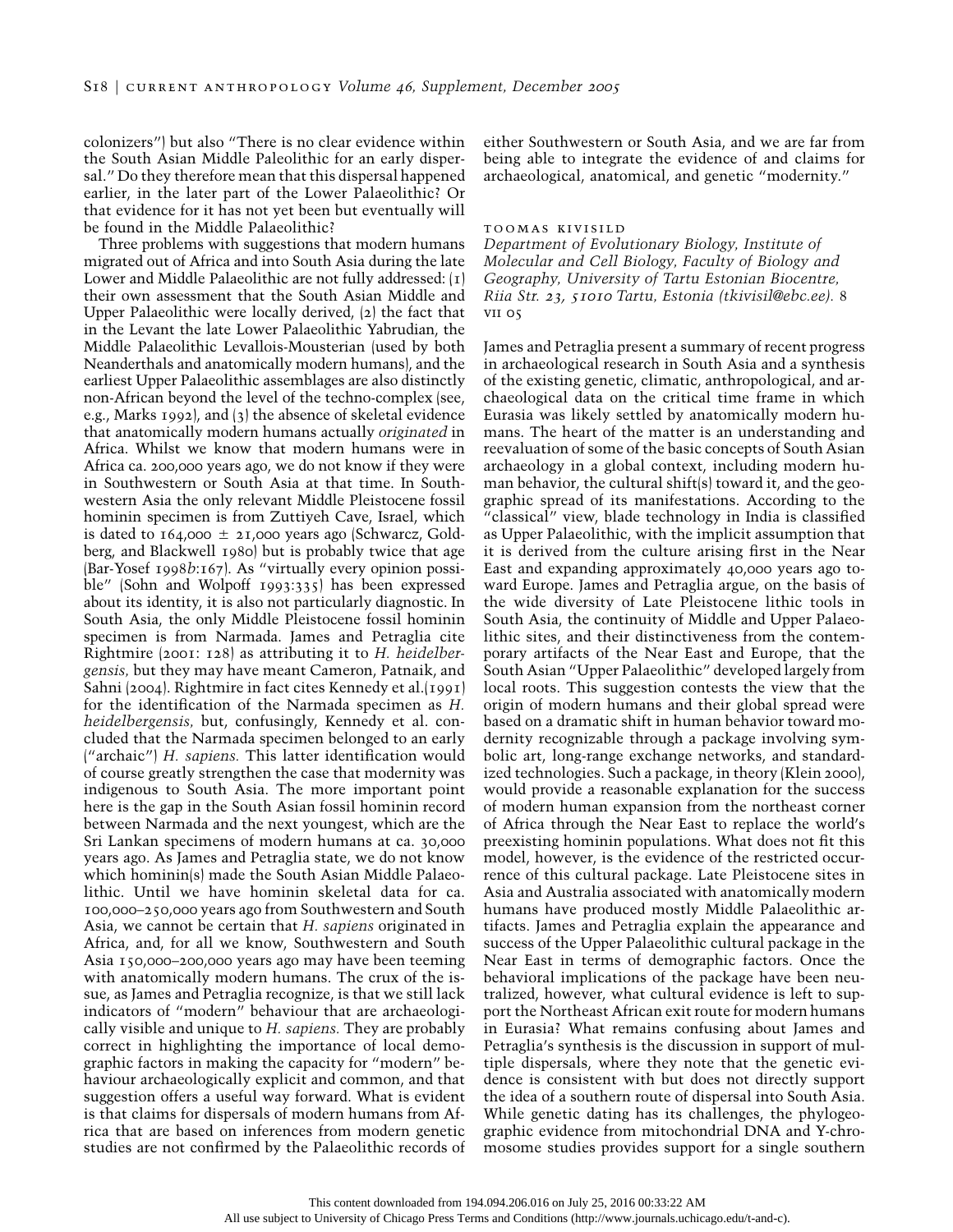colonizers") but also "There is no clear evidence within the South Asian Middle Paleolithic for an early dispersal." Do they therefore mean that this dispersal happened earlier, in the later part of the Lower Palaeolithic? Or that evidence for it has not yet been but eventually will be found in the Middle Palaeolithic?

Three problems with suggestions that modern humans migrated out of Africa and into South Asia during the late Lower and Middle Palaeolithic are not fully addressed: (1) their own assessment that the South Asian Middle and Upper Palaeolithic were locally derived, (2) the fact that in the Levant the late Lower Palaeolithic Yabrudian, the Middle Palaeolithic Levallois-Mousterian (used by both Neanderthals and anatomically modern humans), and the earliest Upper Palaeolithic assemblages are also distinctly non-African beyond the level of the techno-complex (see, e.g., Marks 1992), and (3) the absence of skeletal evidence that anatomically modern humans actually *originated* in Africa. Whilst we know that modern humans were in Africa ca. 200,000 years ago, we do not know if they were in Southwestern or South Asia at that time. In Southwestern Asia the only relevant Middle Pleistocene fossil hominin specimen is from Zuttiyeh Cave, Israel, which is dated to 164,000 ± 21,000 years ago (Schwarcz, Goldberg, and Blackwell 1980) but is probably twice that age (Bar-Yosef 1998*b*:167). As "virtually every opinion possible" (Sohn and Wolpoff 1993:335) has been expressed about its identity, it is also not particularly diagnostic. In South Asia, the only Middle Pleistocene fossil hominin specimen is from Narmada. James and Petraglia cite Rightmire (2001: 128) as attributing it to *H. heidelbergensis,* but they may have meant Cameron, Patnaik, and Sahni (2004). Rightmire in fact cites Kennedy et al.(1991) for the identification of the Narmada specimen as *H. heidelbergensis,* but, confusingly, Kennedy et al. concluded that the Narmada specimen belonged to an early ("archaic") *H. sapiens.* This latter identification would of course greatly strengthen the case that modernity was indigenous to South Asia. The more important point here is the gap in the South Asian fossil hominin record between Narmada and the next youngest, which are the Sri Lankan specimens of modern humans at ca. 30,000 years ago. As James and Petraglia state, we do not know which hominin(s) made the South Asian Middle Palaeolithic. Until we have hominin skeletal data for ca. 100,000–250,000 years ago from Southwestern and South Asia, we cannot be certain that *H. sapiens* originated in Africa, and, for all we know, Southwestern and South Asia 150,000–200,000 years ago may have been teeming with anatomically modern humans. The crux of the issue, as James and Petraglia recognize, is that we still lack indicators of "modern" behaviour that are archaeologically visible and unique to *H. sapiens.* They are probably correct in highlighting the importance of local demographic factors in making the capacity for "modern" behaviour archaeologically explicit and common, and that suggestion offers a useful way forward. What is evident is that claims for dispersals of modern humans from Africa that are based on inferences from modern genetic studies are not confirmed by the Palaeolithic records of either Southwestern or South Asia, and we are far from being able to integrate the evidence of and claims for archaeological, anatomical, and genetic "modernity."

TOOMAS KIVISILD
*Department of Evolutionary Biology, Institute of Molecular and Cell Biology, Faculty of Biology and Geography, University of Tartu Estonian Biocentre, Riia Str. 23, 51010 Tartu, Estonia (tkivisil@ebc.ee).* 8 VII 05

James and Petraglia present a summary of recent progress in archaeological research in South Asia and a synthesis of the existing genetic, climatic, anthropological, and archaeological data on the critical time frame in which Eurasia was likely settled by anatomically modern humans. The heart of the matter is an understanding and reevaluation of some of the basic concepts of South Asian archaeology in a global context, including modern human behavior, the cultural shift(s) toward it, and the geographic spread of its manifestations. According to the "classical" view, blade technology in India is classified as Upper Palaeolithic, with the implicit assumption that it is derived from the culture arising first in the Near East and expanding approximately 40,000 years ago toward Europe. James and Petraglia argue, on the basis of the wide diversity of Late Pleistocene lithic tools in South Asia, the continuity of Middle and Upper Palaeolithic sites, and their distinctiveness from the contemporary artifacts of the Near East and Europe, that the South Asian "Upper Palaeolithic" developed largely from local roots. This suggestion contests the view that the origin of modern humans and their global spread were based on a dramatic shift in human behavior toward modernity recognizable through a package involving symbolic art, long-range exchange networks, and standardized technologies. Such a package, in theory (Klein 2000), would provide a reasonable explanation for the success of modern human expansion from the northeast corner of Africa through the Near East to replace the world's preexisting hominin populations. What does not fit this model, however, is the evidence of the restricted occurrence of this cultural package. Late Pleistocene sites in Asia and Australia associated with anatomically modern humans have produced mostly Middle Palaeolithic artifacts. James and Petraglia explain the appearance and success of the Upper Palaeolithic cultural package in the Near East in terms of demographic factors. Once the behavioral implications of the package have been neutralized, however, what cultural evidence is left to support the Northeast African exit route for modern humans in Eurasia? What remains confusing about James and Petraglia's synthesis is the discussion in support of multiple dispersals, where they note that the genetic evidence is consistent with but does not directly support the idea of a southern route of dispersal into South Asia. While genetic dating has its challenges, the phylogeographic evidence from mitochondrial DNA and Y-chromosome studies provides support for a single southern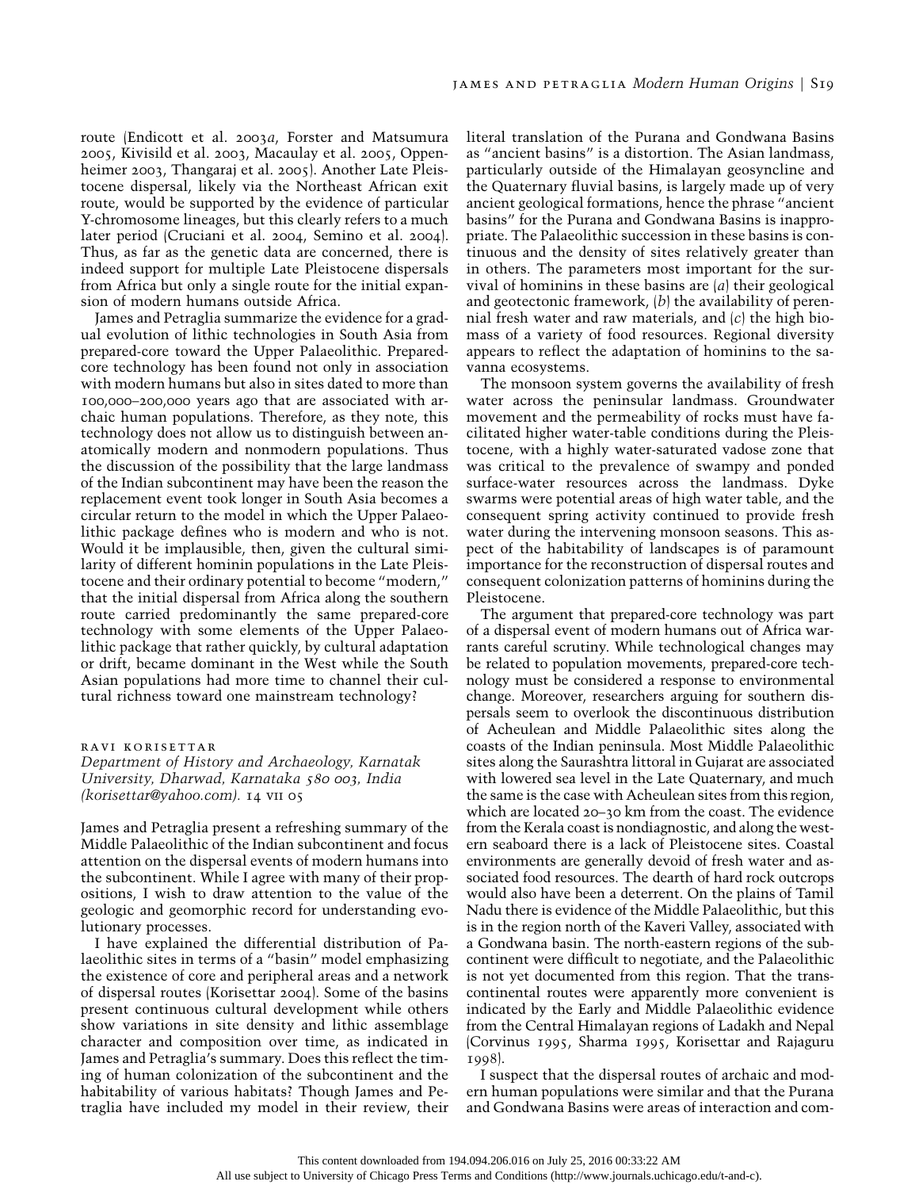route (Endicott et al. 2003*a*, Forster and Matsumura 2005, Kivisild et al. 2003, Macaulay et al. 2005, Oppenheimer 2003, Thangaraj et al. 2005). Another Late Pleistocene dispersal, likely via the Northeast African exit route, would be supported by the evidence of particular Y-chromosome lineages, but this clearly refers to a much later period (Cruciani et al. 2004, Semino et al. 2004). Thus, as far as the genetic data are concerned, there is indeed support for multiple Late Pleistocene dispersals from Africa but only a single route for the initial expansion of modern humans outside Africa.

James and Petraglia summarize the evidence for a gradual evolution of lithic technologies in South Asia from prepared-core toward the Upper Palaeolithic. Prepared-core technology has been found not only in association with modern humans but also in sites dated to more than 100,000–200,000 years ago that are associated with archaic human populations. Therefore, as they note, this technology does not allow us to distinguish between anatomically modern and nonmodern populations. Thus the discussion of the possibility that the large landmass of the Indian subcontinent may have been the reason the replacement event took longer in South Asia becomes a circular return to the model in which the Upper Palaeolithic package defines who is modern and who is not. Would it be implausible, then, given the cultural similarity of different hominin populations in the Late Pleistocene and their ordinary potential to become "modern," that the initial dispersal from Africa along the southern route carried predominantly the same prepared-core technology with some elements of the Upper Palaeolithic package that rather quickly, by cultural adaptation or drift, became dominant in the West while the South Asian populations had more time to channel their cultural richness toward one mainstream technology?

RAVI KORISETTAR
*Department of History and Archaeology, Karnatak University, Dharwad, Karnataka 580 003, India (korisettar@yahoo.com).* 14 VII 05

James and Petraglia present a refreshing summary of the Middle Palaeolithic of the Indian subcontinent and focus attention on the dispersal events of modern humans into the subcontinent. While I agree with many of their propositions, I wish to draw attention to the value of the geologic and geomorphic record for understanding evolutionary processes.

I have explained the differential distribution of Palaeolithic sites in terms of a "basin" model emphasizing the existence of core and peripheral areas and a network of dispersal routes (Korisettar 2004). Some of the basins present continuous cultural development while others show variations in site density and lithic assemblage character and composition over time, as indicated in James and Petraglia's summary. Does this reflect the timing of human colonization of the subcontinent and the habitability of various habitats? Though James and Petraglia have included my model in their review, their literal translation of the Purana and Gondwana Basins as "ancient basins" is a distortion. The Asian landmass, particularly outside of the Himalayan geosyncline and the Quaternary fluvial basins, is largely made up of very ancient geological formations, hence the phrase "ancient basins" for the Purana and Gondwana Basins is inappropriate. The Palaeolithic succession in these basins is continuous and the density of sites relatively greater than in others. The parameters most important for the survival of hominins in these basins are (*a*) their geological and geotectonic framework, (*b*) the availability of perennial fresh water and raw materials, and (*c*) the high biomass of a variety of food resources. Regional diversity appears to reflect the adaptation of hominins to the savanna ecosystems.

The monsoon system governs the availability of fresh water across the peninsular landmass. Groundwater movement and the permeability of rocks must have facilitated higher water-table conditions during the Pleistocene, with a highly water-saturated vadose zone that was critical to the prevalence of swampy and ponded surface-water resources across the landmass. Dyke swarms were potential areas of high water table, and the consequent spring activity continued to provide fresh water during the intervening monsoon seasons. This aspect of the habitability of landscapes is of paramount importance for the reconstruction of dispersal routes and consequent colonization patterns of hominins during the Pleistocene.

The argument that prepared-core technology was part of a dispersal event of modern humans out of Africa warrants careful scrutiny. While technological changes may be related to population movements, prepared-core technology must be considered a response to environmental change. Moreover, researchers arguing for southern dispersals seem to overlook the discontinuous distribution of Acheulean and Middle Palaeolithic sites along the coasts of the Indian peninsula. Most Middle Palaeolithic sites along the Saurashtra littoral in Gujarat are associated with lowered sea level in the Late Quaternary, and much the same is the case with Acheulean sites from this region, which are located 20–30 km from the coast. The evidence from the Kerala coast is nondiagnostic, and along the western seaboard there is a lack of Pleistocene sites. Coastal environments are generally devoid of fresh water and associated food resources. The dearth of hard rock outcrops would also have been a deterrent. On the plains of Tamil Nadu there is evidence of the Middle Palaeolithic, but this is in the region north of the Kaveri Valley, associated with a Gondwana basin. The north-eastern regions of the subcontinent were difficult to negotiate, and the Palaeolithic is not yet documented from this region. That the transcontinental routes were apparently more convenient is indicated by the Early and Middle Palaeolithic evidence from the Central Himalayan regions of Ladakh and Nepal (Corvinus 1995, Sharma 1995, Korisettar and Rajaguru 1998).

I suspect that the dispersal routes of archaic and modern human populations were similar and that the Purana and Gondwana Basins were areas of interaction and com-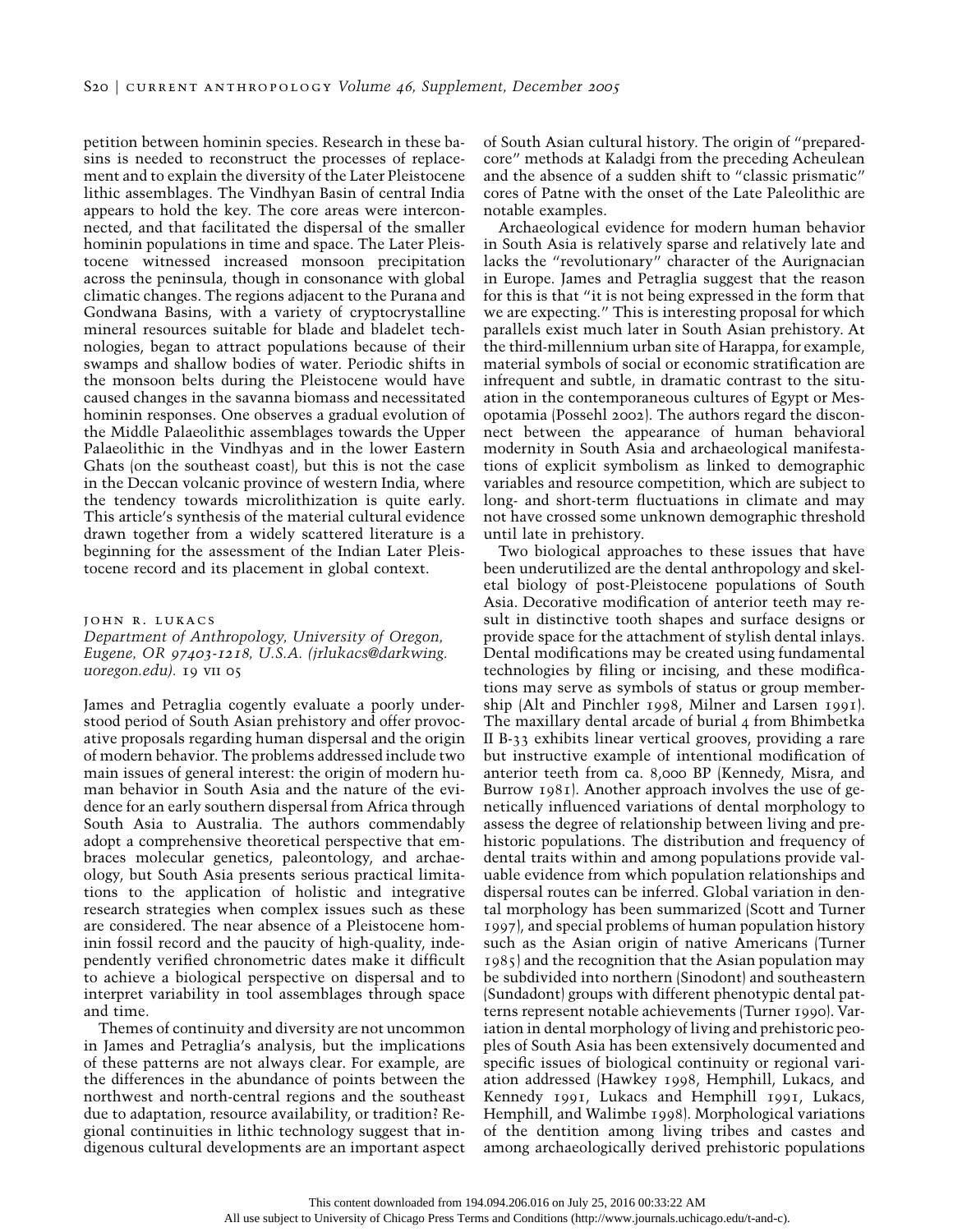petition between hominin species. Research in these basins is needed to reconstruct the processes of replacement and to explain the diversity of the Later Pleistocene lithic assemblages. The Vindhyan Basin of central India appears to hold the key. The core areas were interconnected, and that facilitated the dispersal of the smaller hominin populations in time and space. The Later Pleistocene witnessed increased monsoon precipitation across the peninsula, though in consonance with global climatic changes. The regions adjacent to the Purana and Gondwana Basins, with a variety of cryptocrystalline mineral resources suitable for blade and bladelet technologies, began to attract populations because of their swamps and shallow bodies of water. Periodic shifts in the monsoon belts during the Pleistocene would have caused changes in the savanna biomass and necessitated hominin responses. One observes a gradual evolution of the Middle Palaeolithic assemblages towards the Upper Palaeolithic in the Vindhyas and in the lower Eastern Ghats (on the southeast coast), but this is not the case in the Deccan volcanic province of western India, where the tendency towards microlithization is quite early. This article's synthesis of the material cultural evidence drawn together from a widely scattered literature is a beginning for the assessment of the Indian Later Pleistocene record and its placement in global context.

JOHN R. LUKACS
*Department of Anthropology, University of Oregon, Eugene, OR 97403-1218, U.S.A. (jrlukacs@darkwing.uoregon.edu).* 19 VII 05

James and Petraglia cogently evaluate a poorly understood period of South Asian prehistory and offer provocative proposals regarding human dispersal and the origin of modern behavior. The problems addressed include two main issues of general interest: the origin of modern human behavior in South Asia and the nature of the evidence for an early southern dispersal from Africa through South Asia to Australia. The authors commendably adopt a comprehensive theoretical perspective that embraces molecular genetics, paleontology, and archaeology, but South Asia presents serious practical limitations to the application of holistic and integrative research strategies when complex issues such as these are considered. The near absence of a Pleistocene hominin fossil record and the paucity of high-quality, independently verified chronometric dates make it difficult to achieve a biological perspective on dispersal and to interpret variability in tool assemblages through space and time.

Themes of continuity and diversity are not uncommon in James and Petraglia's analysis, but the implications of these patterns are not always clear. For example, are the differences in the abundance of points between the northwest and north-central regions and the southeast due to adaptation, resource availability, or tradition? Regional continuities in lithic technology suggest that indigenous cultural developments are an important aspect of South Asian cultural history. The origin of "prepared-core" methods at Kaladgi from the preceding Acheulean and the absence of a sudden shift to "classic prismatic" cores of Patne with the onset of the Late Paleolithic are notable examples.

Archaeological evidence for modern human behavior in South Asia is relatively sparse and relatively late and lacks the "revolutionary" character of the Aurignacian in Europe. James and Petraglia suggest that the reason for this is that "it is not being expressed in the form that we are expecting." This is interesting proposal for which parallels exist much later in South Asian prehistory. At the third-millennium urban site of Harappa, for example, material symbols of social or economic stratification are infrequent and subtle, in dramatic contrast to the situation in the contemporaneous cultures of Egypt or Mesopotamia (Possehl 2002). The authors regard the disconnect between the appearance of human behavioral modernity in South Asia and archaeological manifestations of explicit symbolism as linked to demographic variables and resource competition, which are subject to long- and short-term fluctuations in climate and may not have crossed some unknown demographic threshold until late in prehistory.

Two biological approaches to these issues that have been underutilized are the dental anthropology and skeletal biology of post-Pleistocene populations of South Asia. Decorative modification of anterior teeth may result in distinctive tooth shapes and surface designs or provide space for the attachment of stylish dental inlays. Dental modifications may be created using fundamental technologies by filing or incising, and these modifications may serve as symbols of status or group membership (Alt and Pinchler 1998, Milner and Larsen 1991). The maxillary dental arcade of burial 4 from Bhimbetka II B-33 exhibits linear vertical grooves, providing a rare but instructive example of intentional modification of anterior teeth from ca. 8,000 BP (Kennedy, Misra, and Burrow 1981). Another approach involves the use of genetically influenced variations of dental morphology to assess the degree of relationship between living and prehistoric populations. The distribution and frequency of dental traits within and among populations provide valuable evidence from which population relationships and dispersal routes can be inferred. Global variation in dental morphology has been summarized (Scott and Turner 1997), and special problems of human population history such as the Asian origin of native Americans (Turner 1985) and the recognition that the Asian population may be subdivided into northern (Sinodont) and southeastern (Sundadont) groups with different phenotypic dental patterns represent notable achievements (Turner 1990). Variation in dental morphology of living and prehistoric peoples of South Asia has been extensively documented and specific issues of biological continuity or regional variation addressed (Hawkey 1998, Hemphill, Lukacs, and Kennedy 1991, Lukacs and Hemphill 1991, Lukacs, Hemphill, and Walimbe 1998). Morphological variations of the dentition among living tribes and castes and among archaeologically derived prehistoric populations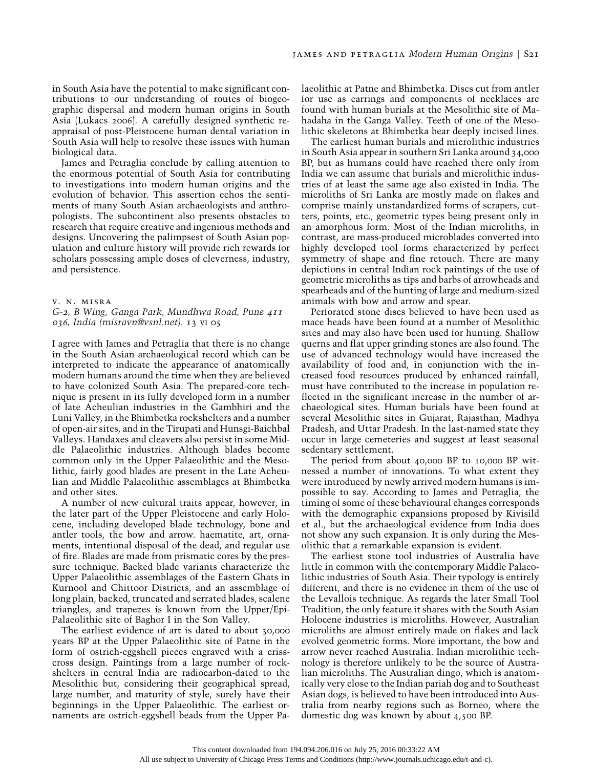in South Asia have the potential to make significant contributions to our understanding of routes of biogeographic dispersal and modern human origins in South Asia (Lukacs 2006). A carefully designed synthetic reappraisal of post-Pleistocene human dental variation in South Asia will help to resolve these issues with human biological data.

James and Petraglia conclude by calling attention to the enormous potential of South Asia for contributing to investigations into modern human origins and the evolution of behavior. This assertion echos the sentiments of many South Asian archaeologists and anthropologists. The subcontinent also presents obstacles to research that require creative and ingenious methods and designs. Uncovering the palimpsest of South Asian population and culture history will provide rich rewards for scholars possessing ample doses of cleverness, industry, and persistence.

v. n. misra
*G-2, B Wing, Ganga Park, Mundhwa Road, Pune 411 036, India (misravn@vsnl.net).* 13 vi 05

I agree with James and Petraglia that there is no change in the South Asian archaeological record which can be interpreted to indicate the appearance of anatomically modern humans around the time when they are believed to have colonized South Asia. The prepared-core technique is present in its fully developed form in a number of late Acheulian industries in the Gambhiri and the Luni Valley, in the Bhimbetka rockshelters and a number of open-air sites, and in the Tirupati and Hunsgi-Baichbal Valleys. Handaxes and cleavers also persist in some Middle Palaeolithic industries. Although blades become common only in the Upper Palaeolithic and the Mesolithic, fairly good blades are present in the Late Acheulian and Middle Palaeolithic assemblages at Bhimbetka and other sites.

A number of new cultural traits appear, however, in the later part of the Upper Pleistocene and early Holocene, including developed blade technology, bone and antler tools, the bow and arrow. haematite, art, ornaments, intentional disposal of the dead, and regular use of fire. Blades are made from prismatic cores by the pressure technique. Backed blade variants characterize the Upper Palaeolithic assemblages of the Eastern Ghats in Kurnool and Chittoor Districts, and an assemblage of long plain, backed, truncated and serrated blades, scalene triangles, and trapezes is known from the Upper/Epi-Palaeolithic site of Baghor I in the Son Valley.

The earliest evidence of art is dated to about 30,000 years BP at the Upper Palaeolithic site of Patne in the form of ostrich-eggshell pieces engraved with a crisscross design. Paintings from a large number of rockshelters in central India are radiocarbon-dated to the Mesolithic but, considering their geographical spread, large number, and maturity of style, surely have their beginnings in the Upper Palaeolithic. The earliest ornaments are ostrich-eggshell beads from the Upper Palaeolithic at Patne and Bhimbetka. Discs cut from antler for use as earrings and components of necklaces are found with human burials at the Mesolithic site of Mahadaha in the Ganga Valley. Teeth of one of the Mesolithic skeletons at Bhimbetka bear deeply incised lines.

The earliest human burials and microlithic industries in South Asia appear in southern Sri Lanka around 34,000 BP, but as humans could have reached there only from India we can assume that burials and microlithic industries of at least the same age also existed in India. The microliths of Sri Lanka are mostly made on flakes and comprise mainly unstandardized forms of scrapers, cutters, points, etc., geometric types being present only in an amorphous form. Most of the Indian microliths, in contrast, are mass-produced microblades converted into highly developed tool forms characterized by perfect symmetry of shape and fine retouch. There are many depictions in central Indian rock paintings of the use of geometric microliths as tips and barbs of arrowheads and spearheads and of the hunting of large and medium-sized animals with bow and arrow and spear.

Perforated stone discs believed to have been used as mace heads have been found at a number of Mesolithic sites and may also have been used for hunting. Shallow querns and flat upper grinding stones are also found. The use of advanced technology would have increased the availability of food and, in conjunction with the increased food resources produced by enhanced rainfall, must have contributed to the increase in population reflected in the significant increase in the number of archaeological sites. Human burials have been found at several Mesolithic sites in Gujarat, Rajasthan, Madhya Pradesh, and Uttar Pradesh. In the last-named state they occur in large cemeteries and suggest at least seasonal sedentary settlement.

The period from about 40,000 BP to 10,000 BP witnessed a number of innovations. To what extent they were introduced by newly arrived modern humans is impossible to say. According to James and Petraglia, the timing of some of these behavioural changes corresponds with the demographic expansions proposed by Kivisild et al., but the archaeological evidence from India does not show any such expansion. It is only during the Mesolithic that a remarkable expansion is evident.

The earliest stone tool industries of Australia have little in common with the contemporary Middle Palaeolithic industries of South Asia. Their typology is entirely different, and there is no evidence in them of the use of the Levallois technique. As regards the later Small Tool Tradition, the only feature it shares with the South Asian Holocene industries is microliths. However, Australian microliths are almost entirely made on flakes and lack evolved geometric forms. More important, the bow and arrow never reached Australia. Indian microlithic technology is therefore unlikely to be the source of Australian microliths. The Australian dingo, which is anatomically very close to the Indian pariah dog and to Southeast Asian dogs, is believed to have been introduced into Australia from nearby regions such as Borneo, where the domestic dog was known by about 4,500 BP.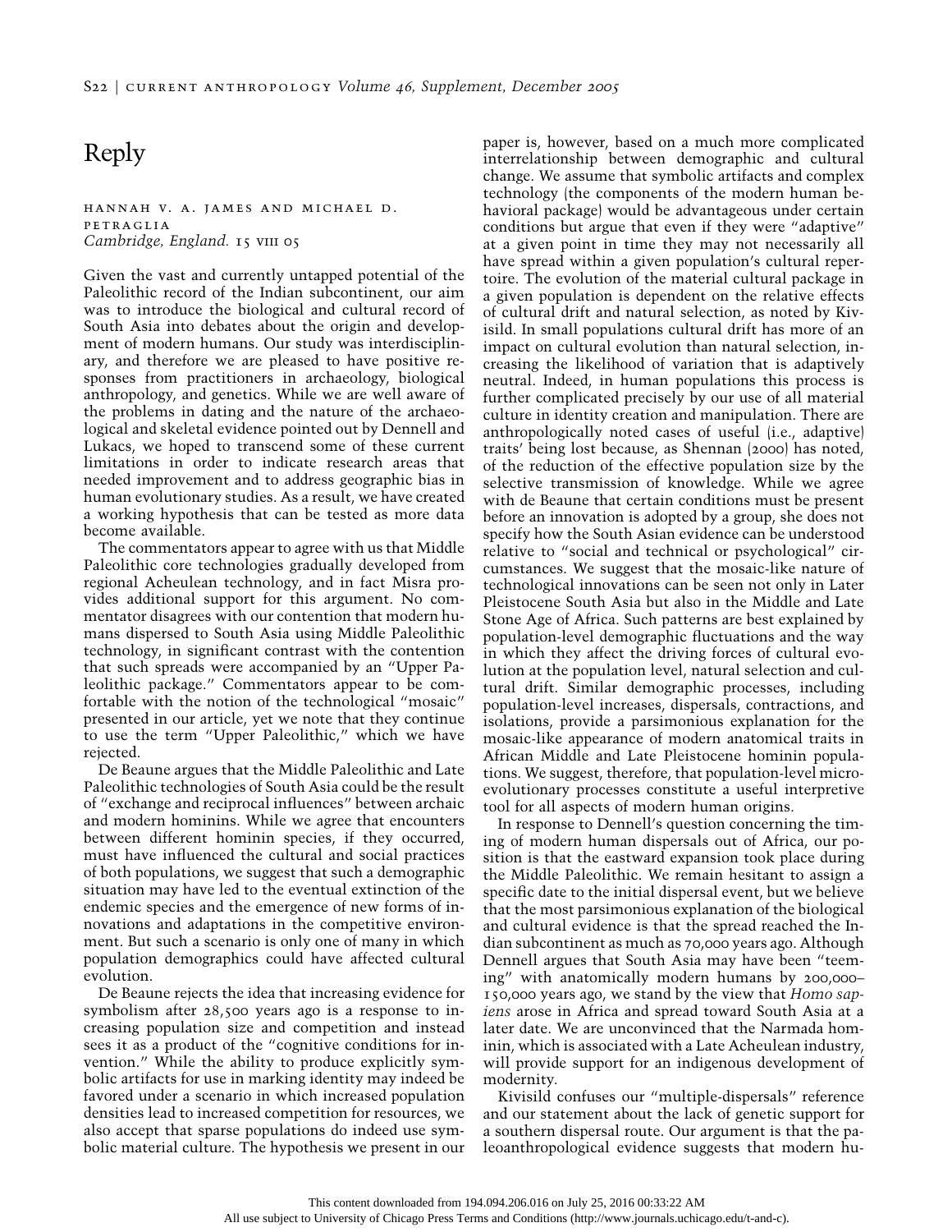# Reply

HANNAH V. A. JAMES AND MICHAEL D. PETRAGLIA
*Cambridge, England. 15 VIII 05*

Given the vast and currently untapped potential of the Paleolithic record of the Indian subcontinent, our aim was to introduce the biological and cultural record of South Asia into debates about the origin and development of modern humans. Our study was interdisciplinary, and therefore we are pleased to have positive responses from practitioners in archaeology, biological anthropology, and genetics. While we are well aware of the problems in dating and the nature of the archaeological and skeletal evidence pointed out by Dennell and Lukacs, we hoped to transcend some of these current limitations in order to indicate research areas that needed improvement and to address geographic bias in human evolutionary studies. As a result, we have created a working hypothesis that can be tested as more data become available.

The commentators appear to agree with us that Middle Paleolithic core technologies gradually developed from regional Acheulean technology, and in fact Misra provides additional support for this argument. No commentator disagrees with our contention that modern humans dispersed to South Asia using Middle Paleolithic technology, in significant contrast with the contention that such spreads were accompanied by an "Upper Paleolithic package." Commentators appear to be comfortable with the notion of the technological "mosaic" presented in our article, yet we note that they continue to use the term "Upper Paleolithic," which we have rejected.

De Beaune argues that the Middle Paleolithic and Late Paleolithic technologies of South Asia could be the result of "exchange and reciprocal influences" between archaic and modern hominins. While we agree that encounters between different hominin species, if they occurred, must have influenced the cultural and social practices of both populations, we suggest that such a demographic situation may have led to the eventual extinction of the endemic species and the emergence of new forms of innovations and adaptations in the competitive environment. But such a scenario is only one of many in which population demographics could have affected cultural evolution.

De Beaune rejects the idea that increasing evidence for symbolism after 28,500 years ago is a response to increasing population size and competition and instead sees it as a product of the "cognitive conditions for invention." While the ability to produce explicitly symbolic artifacts for use in marking identity may indeed be favored under a scenario in which increased population densities lead to increased competition for resources, we also accept that sparse populations do indeed use symbolic material culture. The hypothesis we present in our paper is, however, based on a much more complicated interrelationship between demographic and cultural change. We assume that symbolic artifacts and complex technology (the components of the modern human behavioral package) would be advantageous under certain conditions but argue that even if they were "adaptive" at a given point in time they may not necessarily all have spread within a given population's cultural repertoire. The evolution of the material cultural package in a given population is dependent on the relative effects of cultural drift and natural selection, as noted by Kivisild. In small populations cultural drift has more of an impact on cultural evolution than natural selection, increasing the likelihood of variation that is adaptively neutral. Indeed, in human populations this process is further complicated precisely by our use of all material culture in identity creation and manipulation. There are anthropologically noted cases of useful (i.e., adaptive) traits' being lost because, as Shennan (2000) has noted, of the reduction of the effective population size by the selective transmission of knowledge. While we agree with de Beaune that certain conditions must be present before an innovation is adopted by a group, she does not specify how the South Asian evidence can be understood relative to "social and technical or psychological" circumstances. We suggest that the mosaic-like nature of technological innovations can be seen not only in Later Pleistocene South Asia but also in the Middle and Late Stone Age of Africa. Such patterns are best explained by population-level demographic fluctuations and the way in which they affect the driving forces of cultural evolution at the population level, natural selection and cultural drift. Similar demographic processes, including population-level increases, dispersals, contractions, and isolations, provide a parsimonious explanation for the mosaic-like appearance of modern anatomical traits in African Middle and Late Pleistocene hominin populations. We suggest, therefore, that population-level microevolutionary processes constitute a useful interpretive tool for all aspects of modern human origins.

In response to Dennell's question concerning the timing of modern human dispersals out of Africa, our position is that the eastward expansion took place during the Middle Paleolithic. We remain hesitant to assign a specific date to the initial dispersal event, but we believe that the most parsimonious explanation of the biological and cultural evidence is that the spread reached the Indian subcontinent as much as 70,000 years ago. Although Dennell argues that South Asia may have been "teeming" with anatomically modern humans by 200,000–150,000 years ago, we stand by the view that *Homo sapiens* arose in Africa and spread toward South Asia at a later date. We are unconvinced that the Narmada hominin, which is associated with a Late Acheulean industry, will provide support for an indigenous development of modernity.

Kivisild confuses our "multiple-dispersals" reference and our statement about the lack of genetic support for a southern dispersal route. Our argument is that the paleoanthropological evidence suggests that modern hu-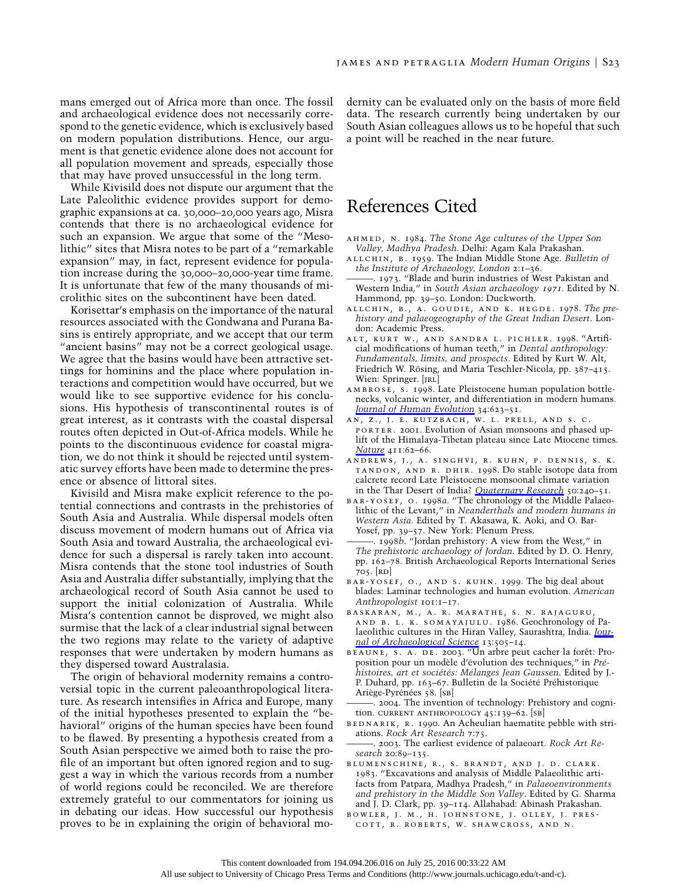mans emerged out of Africa more than once. The fossil and archaeological evidence does not necessarily correspond to the genetic evidence, which is exclusively based on modern population distributions. Hence, our argument is that genetic evidence alone does not account for all population movement and spreads, especially those that may have proved unsuccessful in the long term.

While Kivisild does not dispute our argument that the Late Paleolithic evidence provides support for demographic expansions at ca. 30,000–20,000 years ago, Misra contends that there is no archaeological evidence for such an expansion. We argue that some of the "Mesolithic" sites that Misra notes to be part of a "remarkable expansion" may, in fact, represent evidence for population increase during the 30,000–20,000-year time frame. It is unfortunate that few of the many thousands of microlithic sites on the subcontinent have been dated.

Korisettar's emphasis on the importance of the natural resources associated with the Gondwana and Purana Basins is entirely appropriate, and we accept that our term "ancient basins" may not be a correct geological usage. We agree that the basins would have been attractive settings for hominins and the place where population interactions and competition would have occurred, but we would like to see supportive evidence for his conclusions. His hypothesis of transcontinental routes is of great interest, as it contrasts with the coastal dispersal routes often depicted in Out-of-Africa models. While he points to the discontinuous evidence for coastal migration, we do not think it should be rejected until systematic survey efforts have been made to determine the presence or absence of littoral sites.

Kivisild and Misra make explicit reference to the potential connections and contrasts in the prehistories of South Asia and Australia. While dispersal models often discuss movement of modern humans out of Africa via South Asia and toward Australia, the archaeological evidence for such a dispersal is rarely taken into account. Misra contends that the stone tool industries of South Asia and Australia differ substantially, implying that the archaeological record of South Asia cannot be used to support the initial colonization of Australia. While Misra's contention cannot be disproved, we might also surmise that the lack of a clear industrial signal between the two regions may relate to the variety of adaptive responses that were undertaken by modern humans as they dispersed toward Australasia.

The origin of behavioral modernity remains a controversial topic in the current paleoanthropological literature. As research intensifies in Africa and Europe, many of the initial hypotheses presented to explain the "behavioral" origins of the human species have been found to be flawed. By presenting a hypothesis created from a South Asian perspective we aimed both to raise the profile of an important but often ignored region and to suggest a way in which the various records from a number of world regions could be reconciled. We are therefore extremely grateful to our commentators for joining us in debating our ideas. How successful our hypothesis proves to be in explaining the origin of behavioral modernity can be evaluated only on the basis of more field data. The research currently being undertaken by our South Asian colleagues allows us to be hopeful that such a point will be reached in the near future.

# References Cited

AHMED, N. 1984. *The Stone Age cultures of the Upper Son Valley, Madhya Pradesh*. Delhi: Agam Kala Prakashan.

ALLCHIN, B. 1959. The Indian Middle Stone Age. *Bulletin of the Institute of Archaeology, London* 2:1–36.

———. 1973. "Blade and burin industries of West Pakistan and Western India," in *South Asian archaeology 1971*. Edited by N. Hammond, pp. 39–50. London: Duckworth.

ALLCHIN, B., A. GOUDIE, AND K. HEGDE. 1978. *The prehistory and palaeogeography of the Great Indian Desert*. London: Academic Press.

ALT, KURT W., AND SANDRA L. PICHLER. 1998. "Artificial modifications of human teeth," in *Dental anthropology: Fundamentals, limits, and prospects*. Edited by Kurt W. Alt, Friedrich W. Rösing, and Maria Teschler-Nicola, pp. 387–415. Wien: Springer. [JRL]

AMBROSE, S. 1998. Late Pleistocene human population bottlenecks, volcanic winter, and differentiation in modern humans. *Journal of Human Evolution* 34:623–51.

AN, Z., J. E. KUTZBACH, W. L. PRELL, AND S. C. PORTER. 2001. Evolution of Asian monsoons and phased uplift of the Himalaya-Tibetan plateau since Late Miocene times. *Nature* 411:62–66.

ANDREWS, J., A. SINGHVI, R. KUHN, P. DENNIS, S. K. TANDON, AND R. DHIR. 1998. Do stable isotope data from calcrete record Late Pleistocene monsoonal climate variation in the Thar Desert of India? *Quaternary Research* 50:240–51.

BAR-YOSEF, O. 1998*a*. "The chronology of the Middle Palaeolithic of the Levant," in *Neanderthals and modern humans in Western Asia*. Edited by T. Akasawa, K. Aoki, and O. Bar-Yosef, pp. 39–57. New York: Plenum Press.

———. 1998*b*. "Jordan prehistory: A view from the West," in *The prehistoric archaeology of Jordan*. Edited by D. O. Henry, pp. 162–78. British Archaeological Reports International Series 705. [RD]

BAR-YOSEF, O., AND S. KUHN. 1999. The big deal about blades: Laminar technologies and human evolution. *American Anthropologist* 101:1–17.

BASKARAN, M., A. R. MARATHE, S. N. RAJAGURU, AND B. L. K. SOMAYAJULU. 1986. Geochronology of Palaeolithic cultures in the Hiran Valley, Saurashtra, India. *Journal of Archaeological Science* 13:505–14.

BEAUNE, S. A. DE. 2003. "Un arbre peut cacher la forêt: Proposition pour un modèle d'évolution des techniques," in *Préhistoires, art et sociétés: Mélanges Jean Gaussen*. Edited by J.-P. Duhard, pp. 163–67. Bulletin de la Société Préhistorique Ariège-Pyrénées 58. [SB]

———. 2004. The invention of technology: Prehistory and cognition. CURRENT ANTHROPOLOGY 45:139–62. [SB]

BEDNARIK, R. 1990. An Acheulian haematite pebble with striations. *Rock Art Research* 7:75.

———. 2003. The earliest evidence of palaeoart. *Rock Art Research* 20:89–135.

BLUMENSCHINE, R., S. BRANDT, AND J. D. CLARK. 1983. "Excavations and analysis of Middle Palaeolithic artifacts from Patpara, Madhya Pradesh," in *Palaeoenvironments and prehistory in the Middle Son Valley*. Edited by G. Sharma and J. D. Clark, pp. 39–114. Allahabad: Abinash Prakashan.

BOWLER, J. M., H. JOHNSTONE, J. OLLEY, J. PRESCOTT, R. ROBERTS, W. SHAWCROSS, AND N.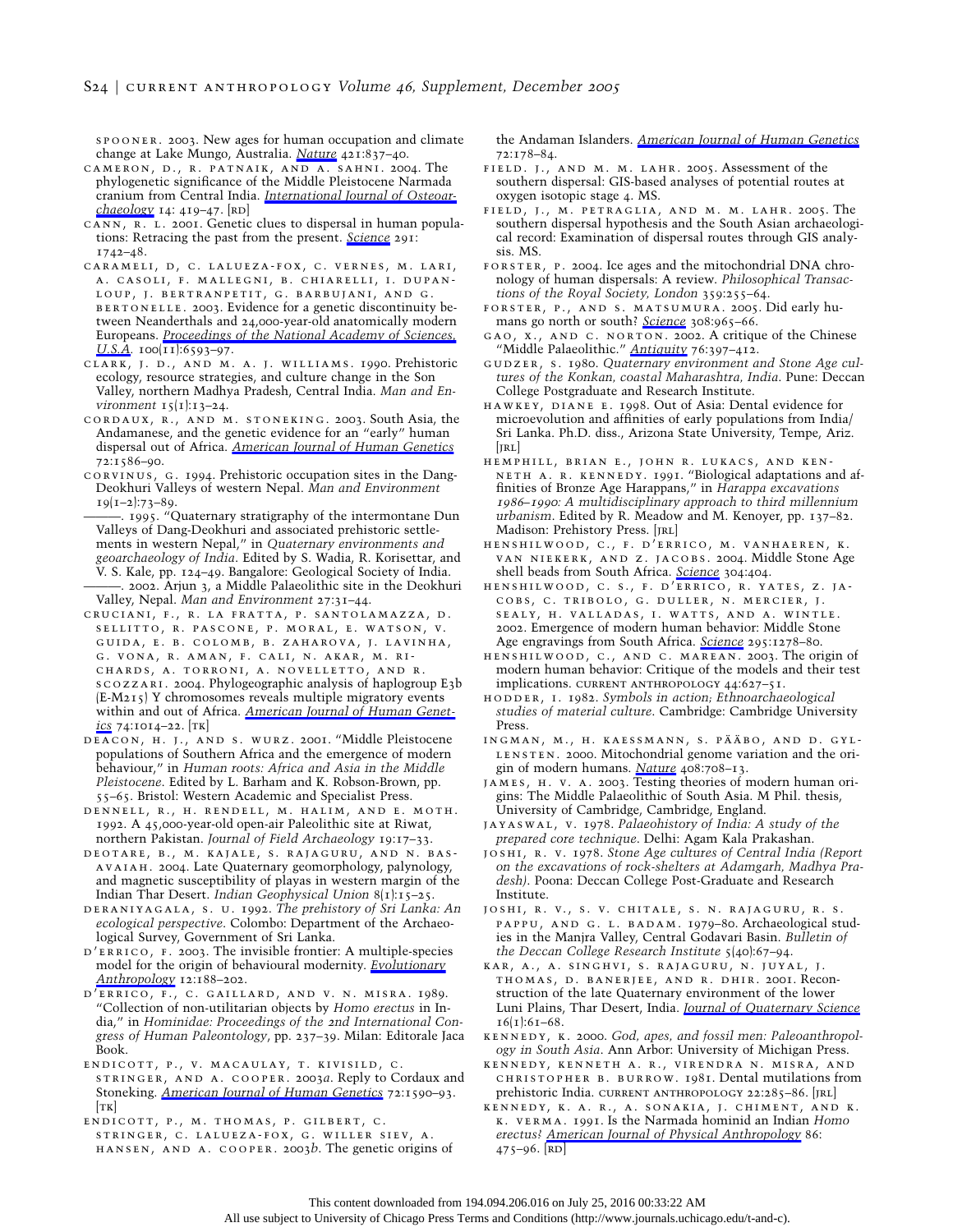spooner. 2003. New ages for human occupation and climate change at Lake Mungo, Australia. *Nature* 421:837–40.

cameron, d., r. patnaik, and a. sahni. 2004. The phylogenetic significance of the Middle Pleistocene Narmada cranium from Central India. *International Journal of Osteoarchaeology* 14: 419–47. [rd]

cann, r. l. 2001. Genetic clues to dispersal in human populations: Retracing the past from the present. *Science* 291: 1742–48.

carameli, d, c. lalueza-fox, c. vernes, m. lari, a. casoli, f. mallegni, b. chiarelli, i. dupanloup, j. bertranpetit, g. barbujani, and g. bertonelle. 2003. Evidence for a genetic discontinuity between Neanderthals and 24,000-year-old anatomically modern Europeans. *Proceedings of the National Academy of Sciences, U.S.A.* 100(11):6593–97.

clark, j. d., and m. a. j. williams. 1990. Prehistoric ecology, resource strategies, and culture change in the Son Valley, northern Madhya Pradesh, Central India. *Man and Environment* 15(1):13–24.

cordaux, r., and m. stoneking. 2003. South Asia, the Andamanese, and the genetic evidence for an "early" human dispersal out of Africa. *American Journal of Human Genetics* 72:1586–90.

corvinus, g. 1994. Prehistoric occupation sites in the Dang-Deokhuri Valleys of western Nepal. *Man and Environment* 19(1–2):73–89.

———. 1995. "Quaternary stratigraphy of the intermontane Dun Valleys of Dang-Deokhuri and associated prehistoric settlements in western Nepal," in *Quaternary environments and geoarchaeology of India*. Edited by S. Wadia, R. Korisettar, and V. S. Kale, pp. 124–49. Bangalore: Geological Society of India.

———. 2002. Arjun 3, a Middle Palaeolithic site in the Deokhuri Valley, Nepal. *Man and Environment* 27:31–44.

cruciani, f., r. la fratta, p. santolamazza, d. sellitto, r. pascone, p. moral, e. watson, v. guida, e. b. colomb, b. zaharova, j. lavinha, g. vona, r. aman, f. cali, n. akar, m. richards, a. torroni, a. novelletto, and r. scozzari. 2004. Phylogeographic analysis of haplogroup E3b (E-M215) Y chromosomes reveals multiple migratory events within and out of Africa. *American Journal of Human Genetics* 74:1014–22. [tk]

deacon, h. j., and s. wurz. 2001. "Middle Pleistocene populations of Southern Africa and the emergence of modern behaviour," in *Human roots: Africa and Asia in the Middle Pleistocene*. Edited by L. Barham and K. Robson-Brown, pp. 55–65. Bristol: Western Academic and Specialist Press.

dennell, r., h. rendell, m. halim, and e. moth. 1992. A 45,000-year-old open-air Paleolithic site at Riwat, northern Pakistan. *Journal of Field Archaeology* 19:17–33.

deotare, b., m. kajale, s. rajaguru, and n. basavaiah. 2004. Late Quaternary geomorphology, palynology, and magnetic susceptibility of playas in western margin of the Indian Thar Desert. *Indian Geophysical Union* 8(1):15–25.

deraniyagala, s. u. 1992. *The prehistory of Sri Lanka: An ecological perspective*. Colombo: Department of the Archaeological Survey, Government of Sri Lanka.

d'errico, f. 2003. The invisible frontier: A multiple-species model for the origin of behavioural modernity. *Evolutionary Anthropology* 12:188–202.

d'errico, f., c. gaillard, and v. n. misra. 1989. "Collection of non-utilitarian objects by *Homo erectus* in India," in *Hominidae: Proceedings of the 2nd International Congress of Human Paleontology*, pp. 237–39. Milan: Editorale Jaca Book.

endicott, p., v. macaulay, t. kivisild, c. stringer, and a. cooper. 2003*a*. Reply to Cordaux and Stoneking. *American Journal of Human Genetics* 72:1590–93. [tk]

endicott, p., m. thomas, p. gilbert, c. stringer, c. lalueza-fox, g. willer siev, a. hansen, and a. cooper. 2003*b*. The genetic origins of the Andaman Islanders. *American Journal of Human Genetics* 72:178–84.

field. j., and m. m. lahr. 2005. Assessment of the southern dispersal: GIS-based analyses of potential routes at oxygen isotopic stage 4. MS.

field, j., m. petraglia, and m. m. lahr. 2005. The southern dispersal hypothesis and the South Asian archaeological record: Examination of dispersal routes through GIS analysis. MS.

forster, p. 2004. Ice ages and the mitochondrial DNA chronology of human dispersals: A review. *Philosophical Transactions of the Royal Society, London* 359:255–64.

forster, p., and s. matsumura. 2005. Did early humans go north or south? *Science* 308:965–66.

gao, x., and c. norton. 2002. A critique of the Chinese "Middle Palaeolithic." *Antiquity* 76:397–412.

gudzer, s. 1980. *Quaternary environment and Stone Age cultures of the Konkan, coastal Maharashtra, India*. Pune: Deccan College Postgraduate and Research Institute.

hawkey, diane e. 1998. Out of Asia: Dental evidence for microevolution and affinities of early populations from India/Sri Lanka. Ph.D. diss., Arizona State University, Tempe, Ariz. [jrl]

hemphill, brian e., john r. lukacs, and kenneth a. r. kennedy. 1991. "Biological adaptations and affinities of Bronze Age Harappans," in *Harappa excavations 1986–1990: A multidisciplinary approach to third millennium urbanism*. Edited by R. Meadow and M. Kenoyer, pp. 137–82. Madison: Prehistory Press. [jrl]

henshilwood, c., f. d'errico, m. vanhaeren, k. van niekerk, and z. jacobs. 2004. Middle Stone Age shell beads from South Africa. *Science* 304:404.

henshilwood, c. s., f. d'errico, r. yates, z. jacobs, c. tribolo, g. duller, n. mercier, j. sealy, h. valladas, i. watts, and a. wintle. 2002. Emergence of modern human behavior: Middle Stone Age engravings from South Africa. *Science* 295:1278–80.

henshilwood, c., and c. marean. 2003. The origin of modern human behavior: Critique of the models and their test implications. current anthropology 44:627–51.

hodder, i. 1982. *Symbols in action; Ethnoarchaeological studies of material culture*. Cambridge: Cambridge University Press.

ingman, m., h. kaessmann, s. pääbo, and d. gyllensten. 2000. Mitochondrial genome variation and the origin of modern humans. *Nature* 408:708–13.

james, h. v. a. 2003. Testing theories of modern human origins: The Middle Palaeolithic of South Asia. M Phil. thesis, University of Cambridge, Cambridge, England.

jayaswal, v. 1978. *Palaeohistory of India: A study of the prepared core technique*. Delhi: Agam Kala Prakashan.

joshi, r. v. 1978. *Stone Age cultures of Central India (Report on the excavations of rock-shelters at Adamgarh, Madhya Pradesh)*. Poona: Deccan College Post-Graduate and Research Institute.

joshi, r. v., s. v. chitale, s. n. rajaguru, r. s. pappu, and g. l. badam. 1979–80. Archaeological studies in the Manjra Valley, Central Godavari Basin. *Bulletin of the Deccan College Research Institute* 5(40):67–94.

kar, a., a. singhvi, s. rajaguru, n. juyal, j. thomas, d. banerjee, and r. dhir. 2001. Reconstruction of the late Quaternary environment of the lower Luni Plains, Thar Desert, India. *Journal of Quaternary Science* 16(1):61–68.

kennedy, k. 2000. *God, apes, and fossil men: Paleoanthropology in South Asia*. Ann Arbor: University of Michigan Press.

kennedy, kenneth a. r., virendra n. misra, and christopher b. burrow. 1981. Dental mutilations from prehistoric India. current anthropology 22:285–86. [jrl]

kennedy, k. a. r., a. sonakia, j. chiment, and k. k. verma. 1991. Is the Narmada hominid an Indian *Homo erectus*? *American Journal of Physical Anthropology* 86: 475–96. [rd]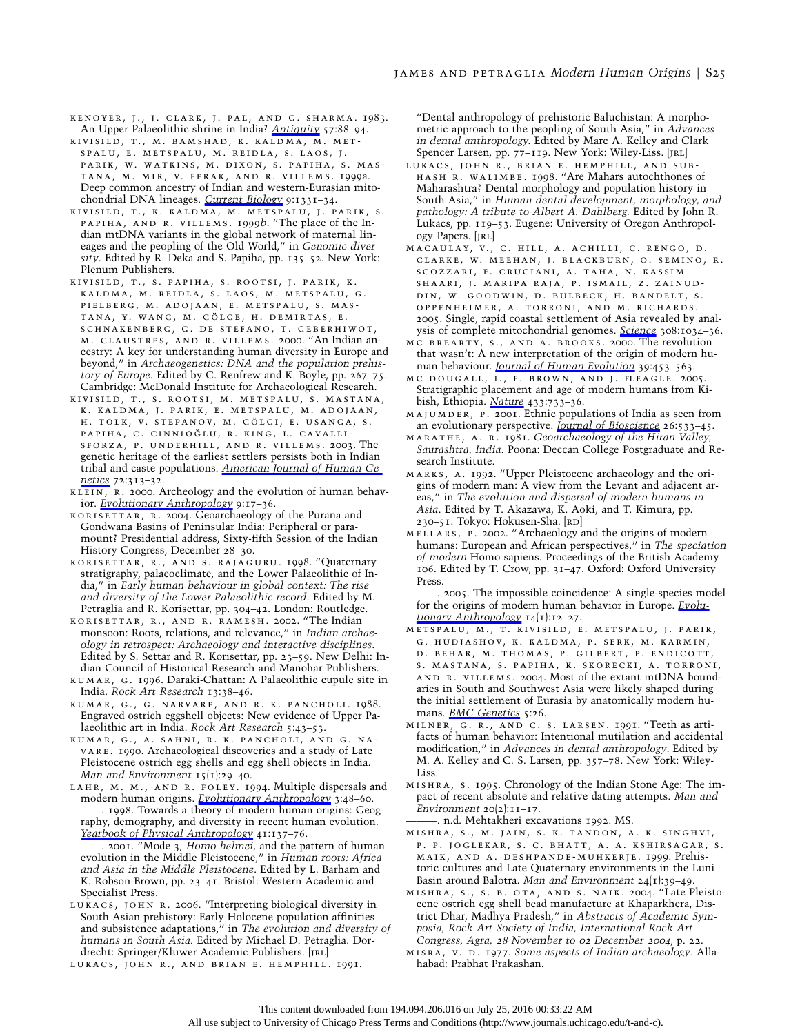Kenoyer, J., J. Clark, J. Pal, and G. Sharma. 1983. An Upper Palaeolithic shrine in India? *Antiquity* 57:88–94.

Kivisild, T., M. Bamshad, K. Kaldma, M. Metspalu, E. Metspalu, M. Reidla, S. Laos, J. Parik, W. Watkins, M. Dixon, S. Papiha, S. Mastana, M. Mir, V. Ferak, and R. Villems. 1999*a*. Deep common ancestry of Indian and western-Eurasian mitochondrial DNA lineages. *Current Biology* 9:1331–34.

Kivisild, T., K. Kaldma, M. Metspalu, J. Parik, S. Papiha, and R. Villems. 1999*b*. "The place of the Indian mtDNA variants in the global network of maternal lineages and the peopling of the Old World," in *Genomic diversity*. Edited by R. Deka and S. Papiha, pp. 135–52. New York: Plenum Publishers.

Kivisild, T., S. Papiha, S. Rootsi, J. Parik, K. Kaldma, M. Reidla, S. Laos, M. Metspalu, G. Pielberg, M. Adojaan, E. Metspalu, S. Mastana, Y. Wang, M. Gölge, H. Demirtas, E. Schnakenberg, G. de Stefano, T. Geberhiwot, M. Claustres, and R. Villems. 2000. "An Indian ancestry: A key for understanding human diversity in Europe and beyond," in *Archaeogenetics: DNA and the population prehistory of Europe*. Edited by C. Renfrew and K. Boyle, pp. 267–75. Cambridge: McDonald Institute for Archaeological Research.

Kivisild, T., S. Rootsi, M. Metspalu, S. Mastana, K. Kaldma, J. Parik, E. Metspalu, M. Adojaan, H. Tolk, V. Stepanov, M. Gölgi, E. Usanga, S. Papiha, C. Cinnioğlu, R. King, L. Cavalli-Sforza, P. Underhill, and R. Villems. 2003. The genetic heritage of the earliest settlers persists both in Indian tribal and caste populations. *American Journal of Human Genetics* 72:313–32.

Klein, R. 2000. Archeology and the evolution of human behavior. *Evolutionary Anthropology* 9:17–36.

Korisettar, R. 2004. Geoarchaeology of the Purana and Gondwana Basins of Peninsular India: Peripheral or paramount? Presidential address, Sixty-fifth Session of the Indian History Congress, December 28–30.

Korisettar, R., and S. Rajaguru. 1998. "Quaternary stratigraphy, palaeoclimate, and the Lower Palaeolithic of India," in *Early human behaviour in global context: The rise and diversity of the Lower Palaeolithic record*. Edited by M. Petraglia and R. Korisettar, pp. 304–42. London: Routledge.

Korisettar, R., and R. Ramesh. 2002. "The Indian monsoon: Roots, relations, and relevance," in *Indian archaeology in retrospect: Archaeology and interactive disciplines*. Edited by S. Settar and R. Korisettar, pp. 23–59. New Delhi: Indian Council of Historical Research and Manohar Publishers.

Kumar, G. 1996. Daraki-Chattan: A Palaeolithic cupule site in India. *Rock Art Research* 13:38–46.

Kumar, G., G. Narvare, and R. K. Pancholi. 1988. Engraved ostrich eggshell objects: New evidence of Upper Palaeolithic art in India. *Rock Art Research* 5:43–53.

Kumar, G., A. Sahni, R. K. Pancholi, and G. Navare. 1990. Archaeological discoveries and a study of Late Pleistocene ostrich egg shells and egg shell objects in India. *Man and Environment* 15(1):29–40.

Lahr, M. M., and R. Foley. 1994. Multiple dispersals and modern human origins. *Evolutionary Anthropology* 3:48–60.

———. 1998. Towards a theory of modern human origins: Geography, demography, and diversity in recent human evolution. *Yearbook of Physical Anthropology* 41:137–76.

———. 2001. "Mode 3, *Homo helmei*, and the pattern of human evolution in the Middle Pleistocene," in *Human roots: Africa and Asia in the Middle Pleistocene*. Edited by L. Barham and K. Robson-Brown, pp. 23–41. Bristol: Western Academic and Specialist Press.

Lukacs, John R. 2006. "Interpreting biological diversity in South Asian prehistory: Early Holocene population affinities and subsistence adaptations," in *The evolution and diversity of humans in South Asia*. Edited by Michael D. Petraglia. Dordrecht: Springer/Kluwer Academic Publishers. [JRL]

Lukacs, John R., and Brian E. Hemphill. 1991. "Dental anthropology of prehistoric Baluchistan: A morphometric approach to the peopling of South Asia," in *Advances in dental anthropology*. Edited by Marc A. Kelley and Clark Spencer Larsen, pp. 77–119. New York: Wiley-Liss. [JRL]

Lukacs, John R., Brian E. Hemphill, and Subhash R. Walimbe. 1998. "Are Mahars autochthones of Maharashtra? Dental morphology and population history in South Asia," in *Human dental development, morphology, and pathology: A tribute to Albert A. Dahlberg*. Edited by John R. Lukacs, pp. 119–53. Eugene: University of Oregon Anthropology Papers. [JRL]

Macaulay, V., C. Hill, A. Achilli, C. Rengo, D. Clarke, W. Meehan, J. Blackburn, O. Semino, R. Scozzari, F. Cruciani, A. Taha, N. Kassim Shaari, J. Maripa Raja, P. Ismail, Z. Zainuddin, W. Goodwin, D. Bulbeck, H. Bandelt, S. Oppenheimer, A. Torroni, and M. Richards. 2005. Single, rapid coastal settlement of Asia revealed by analysis of complete mitochondrial genomes. *Science* 308:1034–36.

McBrearty, S., and A. Brooks. 2000. The revolution that wasn't: A new interpretation of the origin of modern human behaviour. *Journal of Human Evolution* 39:453–563.

McDougall, I., F. Brown, and J. Fleagle. 2005. Stratigraphic placement and age of modern humans from Kibish, Ethiopia. *Nature* 433:733–36.

Majumder, P. 2001. Ethnic populations of India as seen from an evolutionary perspective. *Journal of Bioscience* 26:533–45.

Marathe, A. R. 1981. *Geoarchaeology of the Hiran Valley, Saurashtra, India*. Poona: Deccan College Postgraduate and Research Institute.

Marks, A. 1992. "Upper Pleistocene archaeology and the origins of modern man: A view from the Levant and adjacent areas," in *The evolution and dispersal of modern humans in Asia*. Edited by T. Akazawa, K. Aoki, and T. Kimura, pp. 230–51. Tokyo: Hokusen-Sha. [RD]

Mellars, P. 2002. "Archaeology and the origins of modern humans: European and African perspectives," in *The speciation of modern* Homo sapiens. Proceedings of the British Academy 106. Edited by T. Crow, pp. 31–47. Oxford: Oxford University Press.

———. 2005. The impossible coincidence: A single-species model for the origins of modern human behavior in Europe. *Evolutionary Anthropology* 14(1):12–27.

Metspalu, M., T. Kivisild, E. Metspalu, J. Parik, G. Hudjashov, K. Kaldma, P. Serk, M. Karmin, D. Behar, M. Thomas, P. Gilbert, P. Endicott, S. Mastana, S. Papiha, K. Skorecki, A. Torroni, and R. Villems. 2004. Most of the extant mtDNA boundaries in South and Southwest Asia were likely shaped during the initial settlement of Eurasia by anatomically modern humans. *BMC Genetics* 5:26.

Milner, G. R., and C. S. Larsen. 1991. "Teeth as artifacts of human behavior: Intentional mutilation and accidental modification," in *Advances in dental anthropology*. Edited by M. A. Kelley and C. S. Larsen, pp. 357–78. New York: Wiley-Liss.

Mishra, S. 1995. Chronology of the Indian Stone Age: The impact of recent absolute and relative dating attempts. *Man and Environment* 20(2):11–17.

———. n.d. Mehtakheri excavations 1992. MS.

Mishra, S., M. Jain, S. K. Tandon, A. K. Singhvi, P. P. Joglekar, S. C. Bhatt, A. A. Kshirsagar, S. Naik, and A. Deshpande-Muhkerje. 1999. Prehistoric cultures and Late Quaternary environments in the Luni Basin around Balotra. *Man and Environment* 24(1):39–49.

Mishra, S., S. B. Ota, and S. Naik. 2004. "Late Pleistocene ostrich egg shell bead manufacture at Khaparkhera, District Dhar, Madhya Pradesh," in *Abstracts of Academic Symposia, Rock Art Society of India, International Rock Art Congress, Agra, 28 November to 02 December 2004*, p. 22.

Misra, V. D. 1977. *Some aspects of Indian archaeology*. Allahabad: Prabhat Prakashan.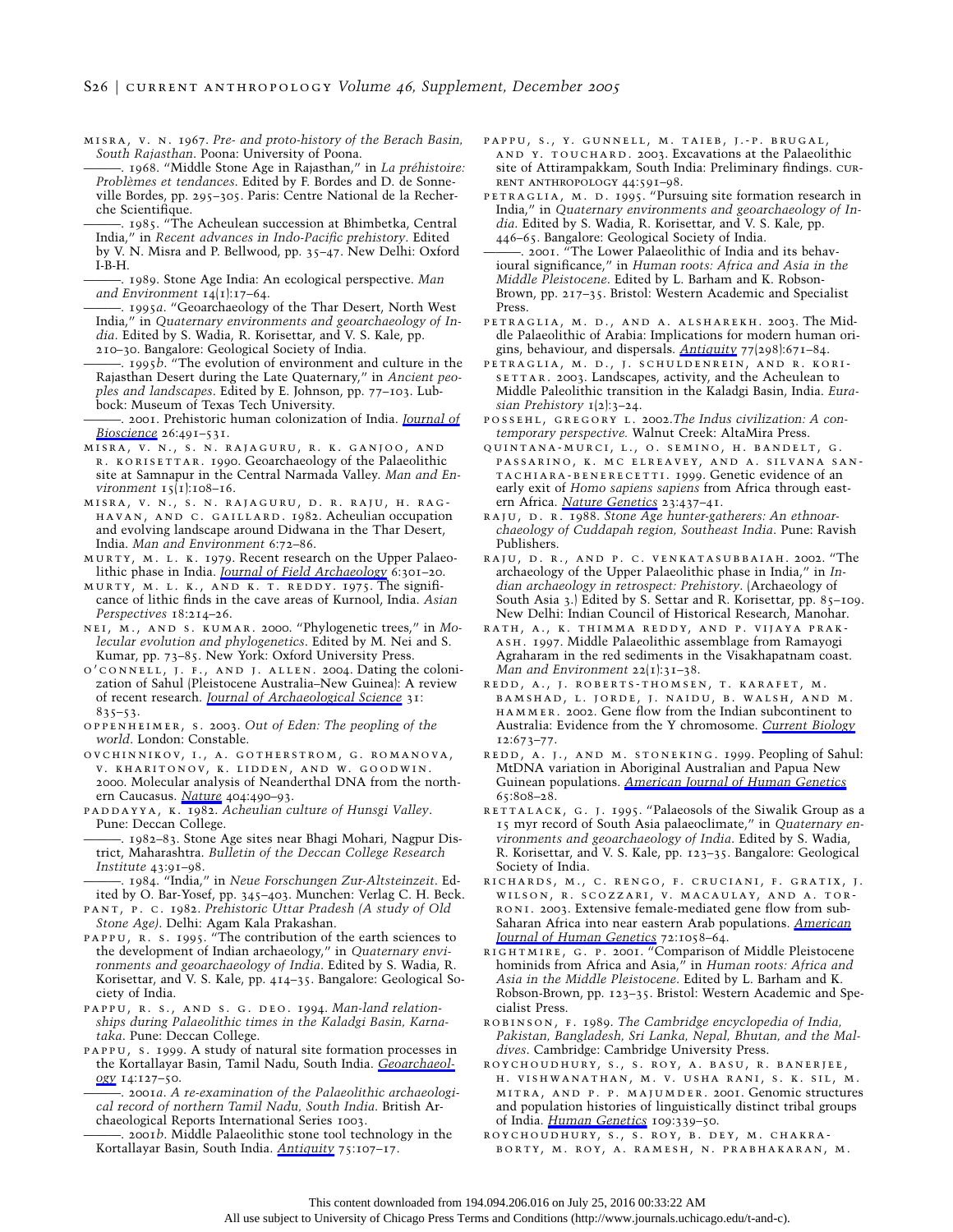MISRA, V. N. 1967. *Pre- and proto-history of the Berach Basin, South Rajasthan*. Poona: University of Poona.

———. 1968. "Middle Stone Age in Rajasthan," in *La préhistoire: Problèmes et tendances*. Edited by F. Bordes and D. de Sonneville Bordes, pp. 295–305. Paris: Centre National de la Recherche Scientifique.

———. 1985. "The Acheulean succession at Bhimbetka, Central India," in *Recent advances in Indo-Pacific prehistory*. Edited by V. N. Misra and P. Bellwood, pp. 35–47. New Delhi: Oxford I-B-H.

———. 1989. Stone Age India: An ecological perspective. *Man and Environment* 14(1):17–64.

———. 1995*a*. "Geoarchaeology of the Thar Desert, North West India," in *Quaternary environments and geoarchaeology of India*. Edited by S. Wadia, R. Korisettar, and V. S. Kale, pp. 210–30. Bangalore: Geological Society of India.

———. 1995*b*. "The evolution of environment and culture in the Rajasthan Desert during the Late Quaternary," in *Ancient peoples and landscapes*. Edited by E. Johnson, pp. 77–103. Lubbock: Museum of Texas Tech University.

———. 2001. Prehistoric human colonization of India. *Journal of Bioscience* 26:491–531.

MISRA, V. N., S. N. RAJAGURU, R. K. GANJOO, AND R. KORISETTAR. 1990. Geoarchaeology of the Palaeolithic site at Samnapur in the Central Narmada Valley. *Man and Environment* 15(1):108–16.

MISRA, V. N., S. N. RAJAGURU, D. R. RAJU, H. RAGHAVAN, AND C. GAILLARD. 1982. Acheulian occupation and evolving landscape around Didwana in the Thar Desert, India. *Man and Environment* 6:72–86.

MURTY, M. L. K. 1979. Recent research on the Upper Palaeolithic phase in India. *Journal of Field Archaeology* 6:301–20.

MURTY, M. L. K., AND K. T. REDDY. 1975. The significance of lithic finds in the cave areas of Kurnool, India. *Asian Perspectives* 18:214–26.

NEI, M., AND S. KUMAR. 2000. "Phylogenetic trees," in *Molecular evolution and phylogenetics*. Edited by M. Nei and S. Kumar, pp. 73–85. New York: Oxford University Press.

O'CONNELL, J. F., AND J. ALLEN. 2004. Dating the colonization of Sahul (Pleistocene Australia–New Guinea): A review of recent research. *Journal of Archaeological Science* 31: 835–53.

OPPENHEIMER, S. 2003. *Out of Eden: The peopling of the world*. London: Constable.

OVCHINNIKOV, I., A. GOTHERSTROM, G. ROMANOVA, V. KHARITONOV, K. LIDDEN, AND W. GOODWIN. 2000. Molecular analysis of Neanderthal DNA from the northern Caucasus. *Nature* 404:490–93.

PADDAYYA, K. 1982. *Acheulian culture of Hunsgi Valley*. Pune: Deccan College.

———. 1982–83. Stone Age sites near Bhagi Mohari, Nagpur District, Maharashtra. *Bulletin of the Deccan College Research Institute* 43:91–98.

———. 1984. "India," in *Neue Forschungen Zur-Altsteinzeit*. Edited by O. Bar-Yosef, pp. 345–403. Munchen: Verlag C. H. Beck.

PANT, P. C. 1982. *Prehistoric Uttar Pradesh (A study of Old Stone Age)*. Delhi: Agam Kala Prakashan.

PAPPU, R. S. 1995. "The contribution of the earth sciences to the development of Indian archaeology," in *Quaternary environments and geoarchaeology of India*. Edited by S. Wadia, R. Korisettar, and V. S. Kale, pp. 414–35. Bangalore: Geological Society of India.

PAPPU, R. S., AND S. G. DEO. 1994. *Man-land relationships during Palaeolithic times in the Kaladgi Basin, Karnataka*. Pune: Deccan College.

PAPPU, S. 1999. A study of natural site formation processes in the Kortallayar Basin, Tamil Nadu, South India. *Geoarchaeology* 14:127–50.

———. 2001*a*. *A re-examination of the Palaeolithic archaeological record of northern Tamil Nadu, South India*. British Archaeological Reports International Series 1003.

———. 2001*b*. Middle Palaeolithic stone tool technology in the Kortallayar Basin, South India. *Antiquity* 75:107–17.

PAPPU, S., Y. GUNNELL, M. TAIEB, J.-P. BRUGAL, AND Y. TOUCHARD. 2003. Excavations at the Palaeolithic site of Attirampakkam, South India: Preliminary findings. CURRENT ANTHROPOLOGY 44:591–98.

PETRAGLIA, M. D. 1995. "Pursuing site formation research in India," in *Quaternary environments and geoarchaeology of India*. Edited by S. Wadia, R. Korisettar, and V. S. Kale, pp. 446–65. Bangalore: Geological Society of India.

———. 2001. "The Lower Palaeolithic of India and its behavioural significance," in *Human roots: Africa and Asia in the Middle Pleistocene*. Edited by L. Barham and K. Robson-Brown, pp. 217–35. Bristol: Western Academic and Specialist Press.

PETRAGLIA, M. D., AND A. ALSHAREKH. 2003. The Middle Palaeolithic of Arabia: Implications for modern human origins, behaviour, and dispersals. *Antiquity* 77(298):671–84.

PETRAGLIA, M. D., J. SCHULDENREIN, AND R. KORISETTAR. 2003. Landscapes, activity, and the Acheulean to Middle Paleolithic transition in the Kaladgi Basin, India. *Eurasian Prehistory* 1(2):3–24.

POSSEHL, GREGORY L. 2002.*The Indus civilization: A contemporary perspective.* Walnut Creek: AltaMira Press.

QUINTANA-MURCI, L., O. SEMINO, H. BANDELT, G. PASSARINO, K. MC ELREAVEY, AND A. SILVANA SANTACHIARA-BENERECETTI. 1999. Genetic evidence of an early exit of *Homo sapiens sapiens* from Africa through eastern Africa. *Nature Genetics* 23:437–41.

RAJU, D. R. 1988. *Stone Age hunter-gatherers: An ethnoarchaeology of Cuddapah region, Southeast India*. Pune: Ravish Publishers.

RAJU, D. R., AND P. C. VENKATASUBBAIAH. 2002. "The archaeology of the Upper Palaeolithic phase in India," in *Indian archaeology in retrospect: Prehistory*. (Archaeology of South Asia 3.) Edited by S. Settar and R. Korisettar, pp. 85–109. New Delhi: Indian Council of Historical Research, Manohar.

RATH, A., K. THIMMA REDDY, AND P. VIJAYA PRAKASH. 1997. Middle Palaeolithic assemblage from Ramayogi Agraharam in the red sediments in the Visakhapatnam coast. *Man and Environment* 22(1):31–38.

REDD, A., J. ROBERTS-THOMSEN, T. KARAFET, M. BAMSHAD, L. JORDE, J. NAIDU, B. WALSH, AND M. HAMMER. 2002. Gene flow from the Indian subcontinent to Australia: Evidence from the Y chromosome. *Current Biology* 12:673–77.

REDD, A. J., AND M. STONEKING. 1999. Peopling of Sahul: MtDNA variation in Aboriginal Australian and Papua New Guinean populations. *American Journal of Human Genetics* 65:808–28.

RETTALACK, G. J. 1995. "Palaeosols of the Siwalik Group as a 15 myr record of South Asia palaeoclimate," in *Quaternary environments and geoarchaeology of India*. Edited by S. Wadia, R. Korisettar, and V. S. Kale, pp. 123–35. Bangalore: Geological Society of India.

RICHARDS, M., C. RENGO, F. CRUCIANI, F. GRATIX, J. WILSON, R. SCOZZARI, V. MACAULAY, AND A. TORRONI. 2003. Extensive female-mediated gene flow from sub-Saharan Africa into near eastern Arab populations. *American Journal of Human Genetics* 72:1058–64.

RIGHTMIRE, G. P. 2001. "Comparison of Middle Pleistocene hominids from Africa and Asia," in *Human roots: Africa and Asia in the Middle Pleistocene*. Edited by L. Barham and K. Robson-Brown, pp. 123–35. Bristol: Western Academic and Specialist Press.

ROBINSON, F. 1989. *The Cambridge encyclopedia of India, Pakistan, Bangladesh, Sri Lanka, Nepal, Bhutan, and the Maldives*. Cambridge: Cambridge University Press.

ROYCHOUDHURY, S., S. ROY, A. BASU, R. BANERJEE, H. VISHWANATHAN, M. V. USHA RANI, S. K. SIL, M. MITRA, AND P. P. MAJUMDER. 2001. Genomic structures and population histories of linguistically distinct tribal groups of India. *Human Genetics* 109:339–50.

ROYCHOUDHURY, S., S. ROY, B. DEY, M. CHAKRABORTY, M. ROY, A. RAMESH, N. PRABHAKARAN, M.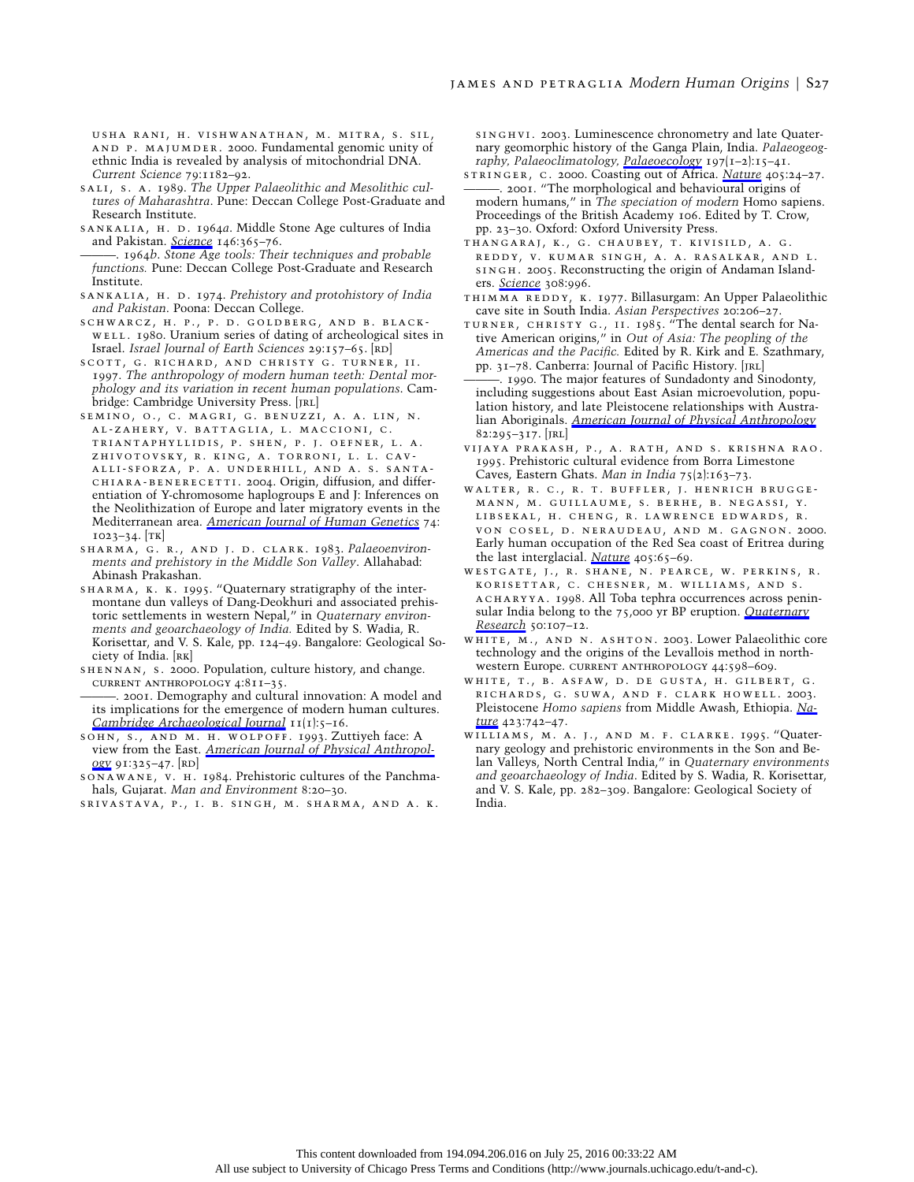usha rani, h. vishwanathan, m. mitra, s. sil, and p. majumder. 2000. Fundamental genomic unity of ethnic India is revealed by analysis of mitochondrial DNA. *Current Science* 79:1182–92.

sali, s. a. 1989. *The Upper Palaeolithic and Mesolithic cultures of Maharashtra*. Pune: Deccan College Post-Graduate and Research Institute.

sankalia, h. d. 1964*a*. Middle Stone Age cultures of India and Pakistan. *Science* 146:365–76.

———. 1964*b*. *Stone Age tools: Their techniques and probable functions.* Pune: Deccan College Post-Graduate and Research Institute.

sankalia, h. d. 1974. *Prehistory and protohistory of India and Pakistan*. Poona: Deccan College.

schwarcz, h. p., p. d. goldberg, and b. blackwell. 1980. Uranium series of dating of archeological sites in Israel. *Israel Journal of Earth Sciences* 29:157–65. [rd]

scott, g. richard, and christy g. turner, ii. 1997. *The anthropology of modern human teeth: Dental morphology and its variation in recent human populations*. Cambridge: Cambridge University Press. [jrl]

semino, o., c. magri, g. benuzzi, a. a. lin, n. al-zahery, v. battaglia, l. maccioni, c. triantaphyllidis, p. shen, p. j. oefner, l. a. zhivotovsky, r. king, a. torroni, l. l. cavalli-sforza, p. a. underhill, and a. s. santachiara-benerecetti. 2004. Origin, diffusion, and differentiation of Y-chromosome haplogroups E and J: Inferences on the Neolithization of Europe and later migratory events in the Mediterranean area. *American Journal of Human Genetics* 74: 1023–34. [tk]

sharma, g. r., and j. d. clark. 1983. *Palaeoenvironments and prehistory in the Middle Son Valley*. Allahabad: Abinash Prakashan.

sharma, k. k. 1995. "Quaternary stratigraphy of the intermontane dun valleys of Dang-Deokhuri and associated prehistoric settlements in western Nepal," in *Quaternary environments and geoarchaeology of India.* Edited by S. Wadia, R. Korisettar, and V. S. Kale, pp. 124–49. Bangalore: Geological Society of India. [rk]

shennan, s. 2000. Population, culture history, and change. current anthropology 4:811–35.

———. 2001. Demography and cultural innovation: A model and its implications for the emergence of modern human cultures. *Cambridge Archaeological Journal* 11(1):5–16.

sohn, s., and m. h. wolpoff. 1993. Zuttiyeh face: A view from the East. *American Journal of Physical Anthropology* 91:325–47. [rd]

sonawane, v. h. 1984. Prehistoric cultures of the Panchmahals, Gujarat. *Man and Environment* 8:20–30.

srivastava, p., i. b. singh, m. sharma, and a. k. singhvi. 2003. Luminescence chronometry and late Quaternary geomorphic history of the Ganga Plain, India. *Palaeogeography, Palaeoclimatology, Palaeoecology* 197(1–2):15–41.

stringer, c. 2000. Coasting out of Africa. *Nature* 405:24–27.

———. 2001. "The morphological and behavioural origins of modern humans," in *The speciation of modern* Homo sapiens. Proceedings of the British Academy 106. Edited by T. Crow, pp. 23–30. Oxford: Oxford University Press.

thangaraj, k., g. chaubey, t. kivisild, a. g. reddy, v. kumar singh, a. a. rasalkar, and l. singh. 2005. Reconstructing the origin of Andaman Islanders. *Science* 308:996.

thimma reddy, k. 1977. Billasurgam: An Upper Palaeolithic cave site in South India. *Asian Perspectives* 20:206–27.

turner, christy g., ii. 1985. "The dental search for Native American origins," in *Out of Asia: The peopling of the Americas and the Pacific.* Edited by R. Kirk and E. Szathmary, pp. 31–78. Canberra: Journal of Pacific History. [jrl]

———. 1990. The major features of Sundadonty and Sinodonty, including suggestions about East Asian microevolution, population history, and late Pleistocene relationships with Australian Aboriginals. *American Journal of Physical Anthropology* 82:295–317. [jrl]

vijaya prakash, p., a. rath, and s. krishna rao. 1995. Prehistoric cultural evidence from Borra Limestone Caves, Eastern Ghats. *Man in India* 75(2):163–73.

walter, r. c., r. t. buffler, j. henrich bruggemann, m. guillaume, s. berhe, b. negassi, y. libsekal, h. cheng, r. lawrence edwards, r. von cosel, d. neraudeau, and m. gagnon. 2000. Early human occupation of the Red Sea coast of Eritrea during the last interglacial. *Nature* 405:65–69.

westgate, j., r. shane, n. pearce, w. perkins, r. korisettar, c. chesner, m. williams, and s. acharyya. 1998. All Toba tephra occurrences across peninsular India belong to the 75,000 yr BP eruption. *Quaternary Research* 50:107–12.

white, m., and n. ashton. 2003. Lower Palaeolithic core technology and the origins of the Levallois method in northwestern Europe. current anthropology 44:598–609.

white, t., b. asfaw, d. de gusta, h. gilbert, g. richards, g. suwa, and f. clark howell. 2003. Pleistocene *Homo sapiens* from Middle Awash, Ethiopia. *Nature* 423:742–47.

williams, m. a. j., and m. f. clarke. 1995. "Quaternary geology and prehistoric environments in the Son and Belan Valleys, North Central India," in *Quaternary environments and geoarchaeology of India*. Edited by S. Wadia, R. Korisettar, and V. S. Kale, pp. 282–309. Bangalore: Geological Society of India.